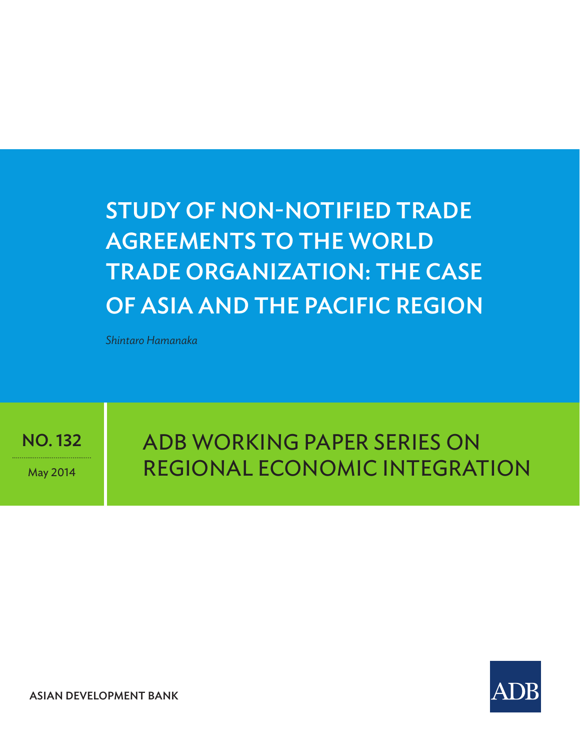# STUDY OF NON-NOTIFIED TRADE AGREEMENTS TO THE WORLD TRADE ORGANIZATION: THE CASE OF ASIA AND THE PACIFIC REGION

*Shintaro Hamanaka*

**NO. 132**

May 2014

## ADB WORKING PAPER SERIES ON REGIONAL ECONOMIC INTEGRATION

**ASIAN DEVELOPMENT BANK**

ADB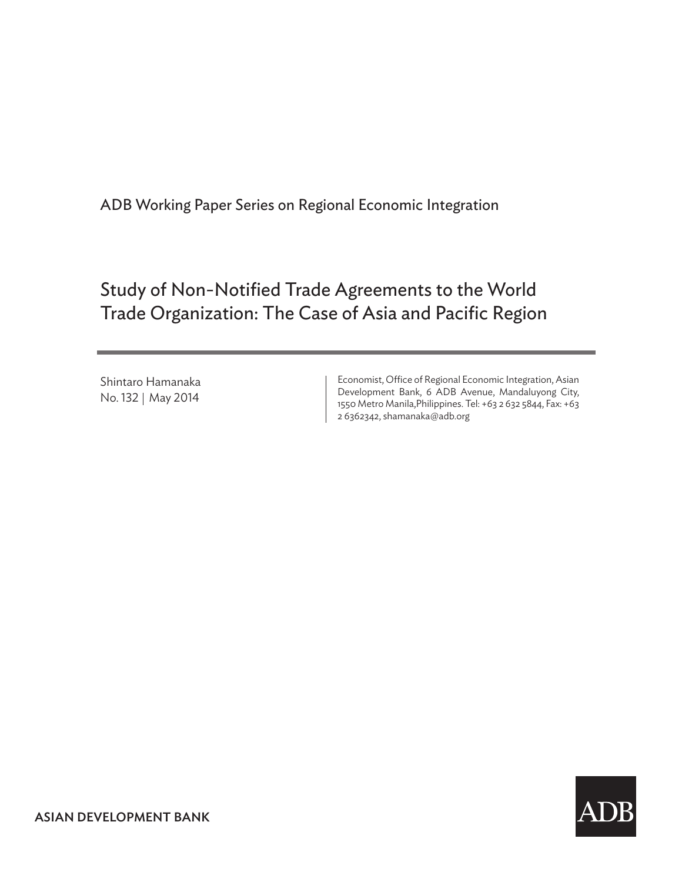ADB Working Paper Series on Regional Economic Integration

# Study of Non-Notified Trade Agreements to the World Trade Organization: The Case of Asia and Pacific Region

Shintaro Hamanaka
No. 132 | May 2014

Economist, Office of Regional Economic Integration, Asian Development Bank, 6 ADB Avenue, Mandaluyong City, 1550 Metro Manila,Philippines. Tel: +63 2 632 5844, Fax: +63 2 6362342, shamanaka@adb.org

**ASIAN DEVELOPMENT BANK**

ADB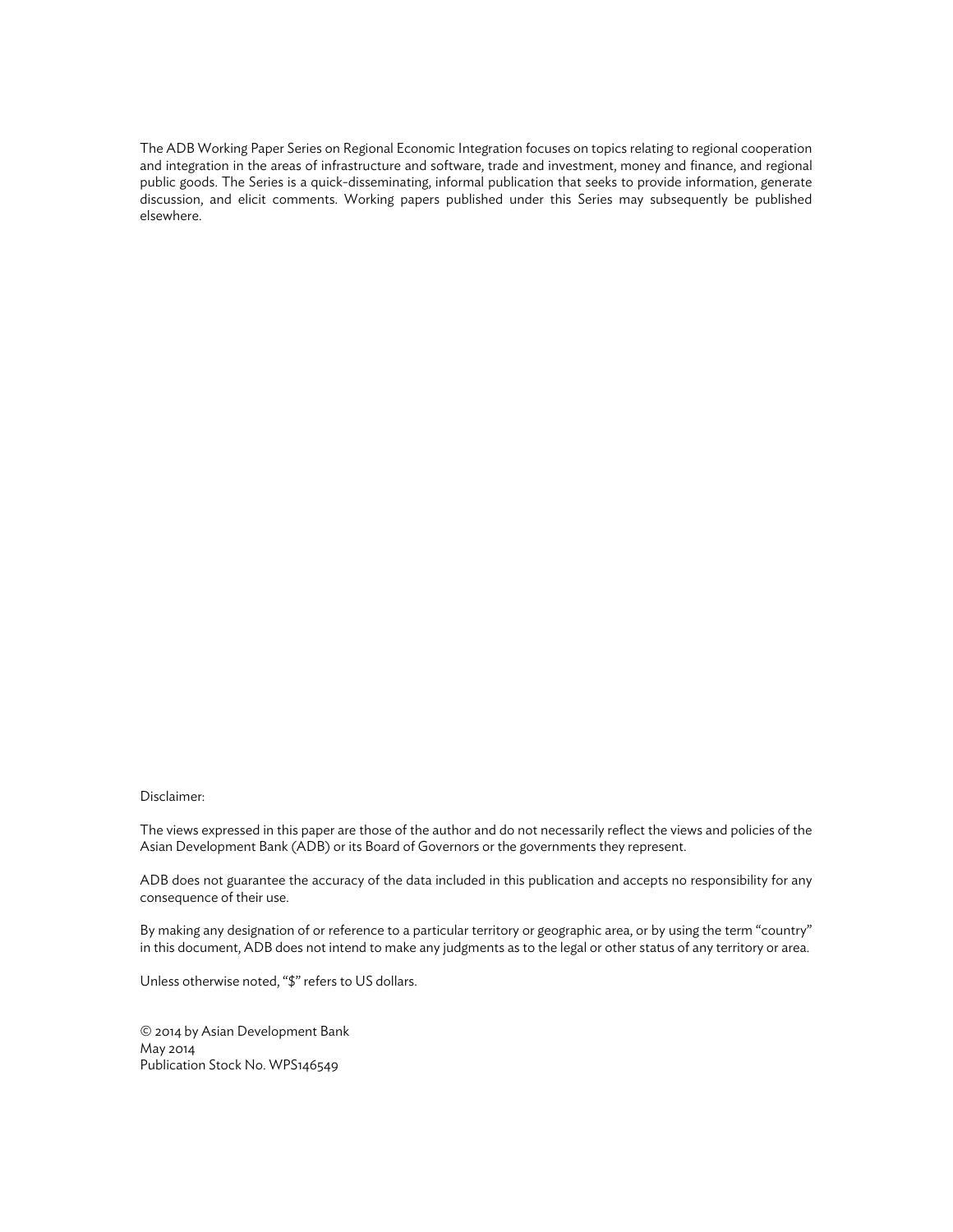The ADB Working Paper Series on Regional Economic Integration focuses on topics relating to regional cooperation and integration in the areas of infrastructure and software, trade and investment, money and finance, and regional public goods. The Series is a quick-disseminating, informal publication that seeks to provide information, generate discussion, and elicit comments. Working papers published under this Series may subsequently be published elsewhere.

Disclaimer:

The views expressed in this paper are those of the author and do not necessarily reflect the views and policies of the Asian Development Bank (ADB) or its Board of Governors or the governments they represent.

ADB does not guarantee the accuracy of the data included in this publication and accepts no responsibility for any consequence of their use.

By making any designation of or reference to a particular territory or geographic area, or by using the term "country" in this document, ADB does not intend to make any judgments as to the legal or other status of any territory or area.

Unless otherwise noted, "$" refers to US dollars.

© 2014 by Asian Development Bank
May 2014
Publication Stock No. WPS146549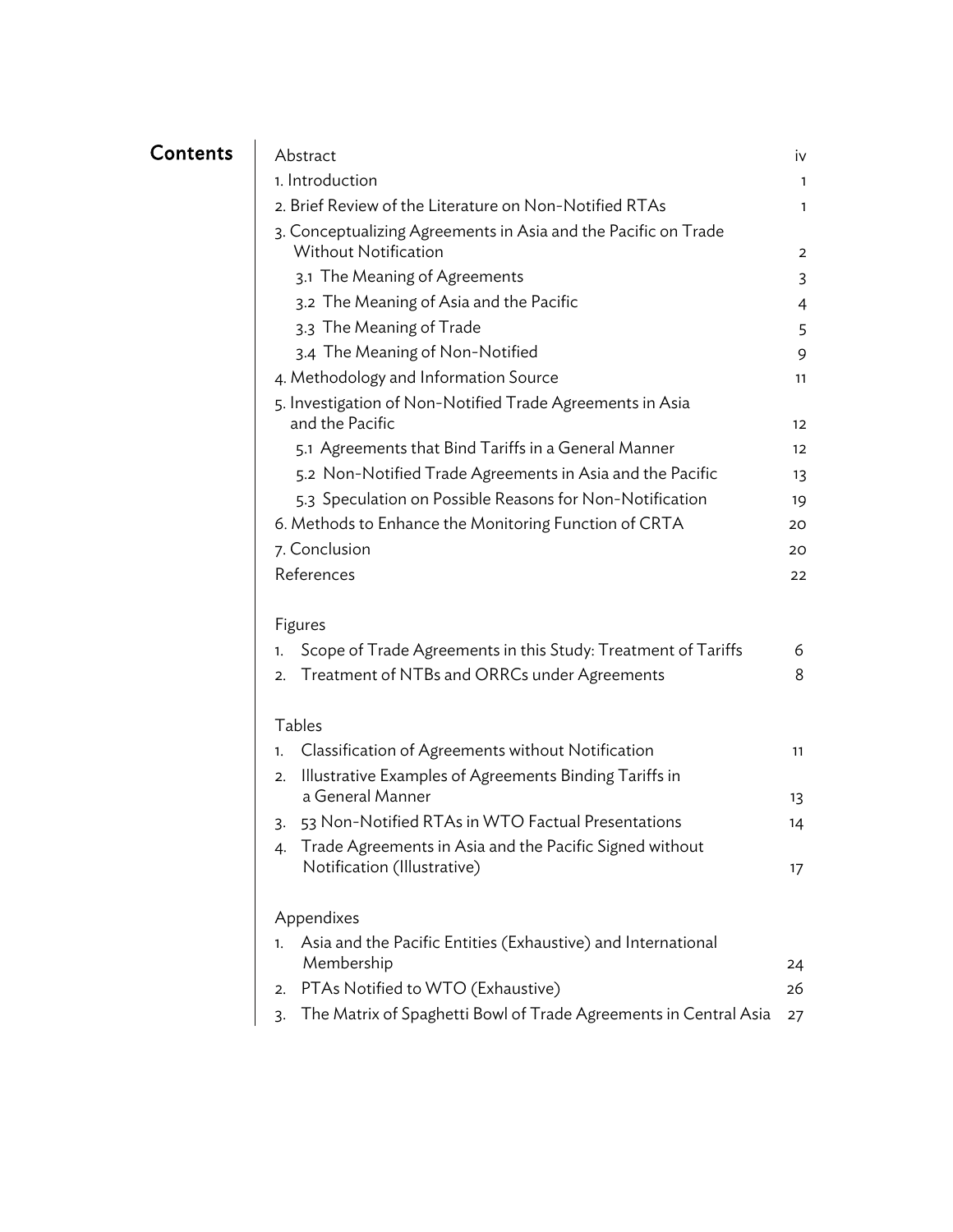# Contents

| | |
|---|---|
| Abstract | iv |
| 1. Introduction | 1 |
| 2. Brief Review of the Literature on Non-Notified RTAs | 1 |
| 3. Conceptualizing Agreements in Asia and the Pacific on Trade Without Notification | 2 |
| 3.1 The Meaning of Agreements | 3 |
| 3.2 The Meaning of Asia and the Pacific | 4 |
| 3.3 The Meaning of Trade | 5 |
| 3.4 The Meaning of Non-Notified | 9 |
| 4. Methodology and Information Source | 11 |
| 5. Investigation of Non-Notified Trade Agreements in Asia and the Pacific | 12 |
| 5.1 Agreements that Bind Tariffs in a General Manner | 12 |
| 5.2 Non-Notified Trade Agreements in Asia and the Pacific | 13 |
| 5.3 Speculation on Possible Reasons for Non-Notification | 19 |
| 6. Methods to Enhance the Monitoring Function of CRTA | 20 |
| 7. Conclusion | 20 |
| References | 22 |

**Figures**

| | |
|---|---|
| 1. Scope of Trade Agreements in this Study: Treatment of Tariffs | 6 |
| 2. Treatment of NTBs and ORRCs under Agreements | 8 |

**Tables**

| | |
|---|---|
| 1. Classification of Agreements without Notification | 11 |
| 2. Illustrative Examples of Agreements Binding Tariffs in a General Manner | 13 |
| 3. 53 Non-Notified RTAs in WTO Factual Presentations | 14 |
| 4. Trade Agreements in Asia and the Pacific Signed without Notification (Illustrative) | 17 |

**Appendixes**

| | |
|---|---|
| 1. Asia and the Pacific Entities (Exhaustive) and International Membership | 24 |
| 2. PTAs Notified to WTO (Exhaustive) | 26 |
| 3. The Matrix of Spaghetti Bowl of Trade Agreements in Central Asia | 27 |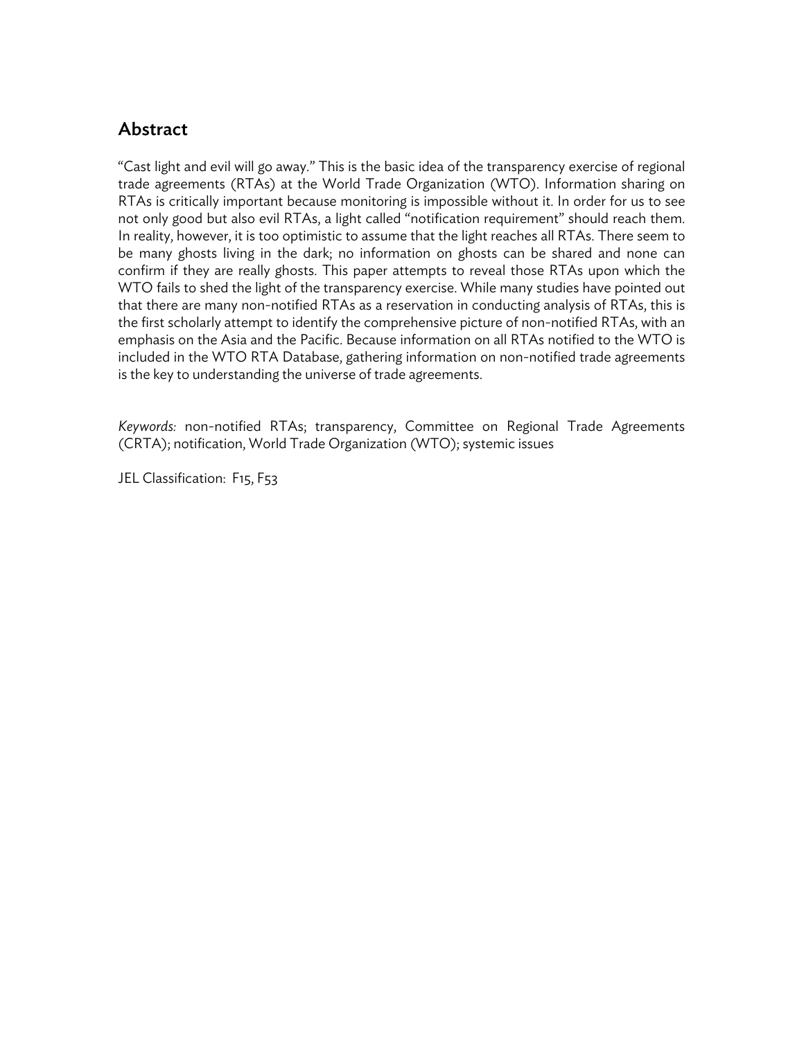## Abstract

"Cast light and evil will go away." This is the basic idea of the transparency exercise of regional trade agreements (RTAs) at the World Trade Organization (WTO). Information sharing on RTAs is critically important because monitoring is impossible without it. In order for us to see not only good but also evil RTAs, a light called "notification requirement" should reach them. In reality, however, it is too optimistic to assume that the light reaches all RTAs. There seem to be many ghosts living in the dark; no information on ghosts can be shared and none can confirm if they are really ghosts. This paper attempts to reveal those RTAs upon which the WTO fails to shed the light of the transparency exercise. While many studies have pointed out that there are many non-notified RTAs as a reservation in conducting analysis of RTAs, this is the first scholarly attempt to identify the comprehensive picture of non-notified RTAs, with an emphasis on the Asia and the Pacific. Because information on all RTAs notified to the WTO is included in the WTO RTA Database, gathering information on non-notified trade agreements is the key to understanding the universe of trade agreements.

*Keywords:* non-notified RTAs; transparency, Committee on Regional Trade Agreements (CRTA); notification, World Trade Organization (WTO); systemic issues

JEL Classification: F15, F53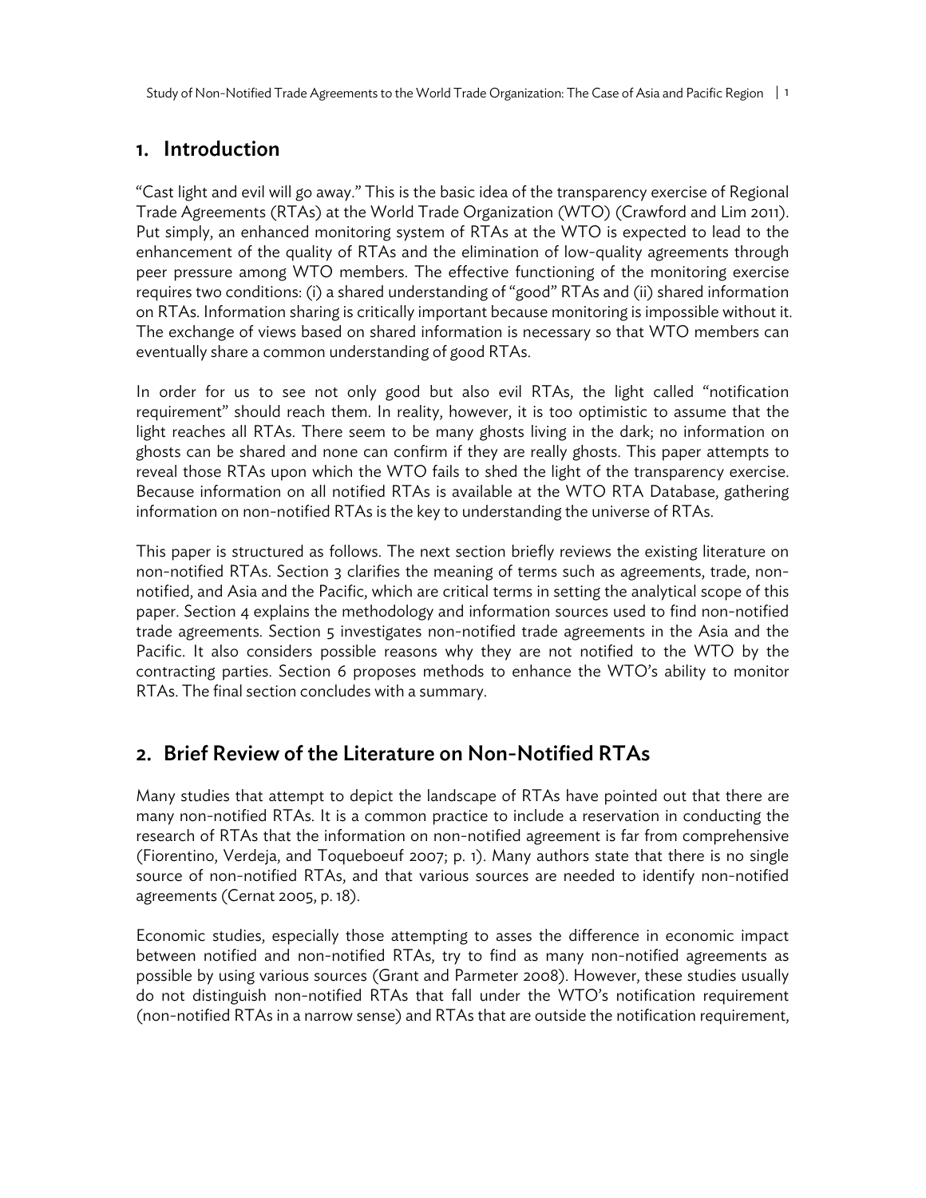## 1. Introduction

"Cast light and evil will go away." This is the basic idea of the transparency exercise of Regional Trade Agreements (RTAs) at the World Trade Organization (WTO) (Crawford and Lim 2011). Put simply, an enhanced monitoring system of RTAs at the WTO is expected to lead to the enhancement of the quality of RTAs and the elimination of low-quality agreements through peer pressure among WTO members. The effective functioning of the monitoring exercise requires two conditions: (i) a shared understanding of "good" RTAs and (ii) shared information on RTAs. Information sharing is critically important because monitoring is impossible without it. The exchange of views based on shared information is necessary so that WTO members can eventually share a common understanding of good RTAs.

In order for us to see not only good but also evil RTAs, the light called "notification requirement" should reach them. In reality, however, it is too optimistic to assume that the light reaches all RTAs. There seem to be many ghosts living in the dark; no information on ghosts can be shared and none can confirm if they are really ghosts. This paper attempts to reveal those RTAs upon which the WTO fails to shed the light of the transparency exercise. Because information on all notified RTAs is available at the WTO RTA Database, gathering information on non-notified RTAs is the key to understanding the universe of RTAs.

This paper is structured as follows. The next section briefly reviews the existing literature on non-notified RTAs. Section 3 clarifies the meaning of terms such as agreements, trade, non-notified, and Asia and the Pacific, which are critical terms in setting the analytical scope of this paper. Section 4 explains the methodology and information sources used to find non-notified trade agreements. Section 5 investigates non-notified trade agreements in the Asia and the Pacific. It also considers possible reasons why they are not notified to the WTO by the contracting parties. Section 6 proposes methods to enhance the WTO's ability to monitor RTAs. The final section concludes with a summary.

## 2. Brief Review of the Literature on Non-Notified RTAs

Many studies that attempt to depict the landscape of RTAs have pointed out that there are many non-notified RTAs. It is a common practice to include a reservation in conducting the research of RTAs that the information on non-notified agreement is far from comprehensive (Fiorentino, Verdeja, and Toqueboeuf 2007; p. 1). Many authors state that there is no single source of non-notified RTAs, and that various sources are needed to identify non-notified agreements (Cernat 2005, p. 18).

Economic studies, especially those attempting to asses the difference in economic impact between notified and non-notified RTAs, try to find as many non-notified agreements as possible by using various sources (Grant and Parmeter 2008). However, these studies usually do not distinguish non-notified RTAs that fall under the WTO's notification requirement (non-notified RTAs in a narrow sense) and RTAs that are outside the notification requirement,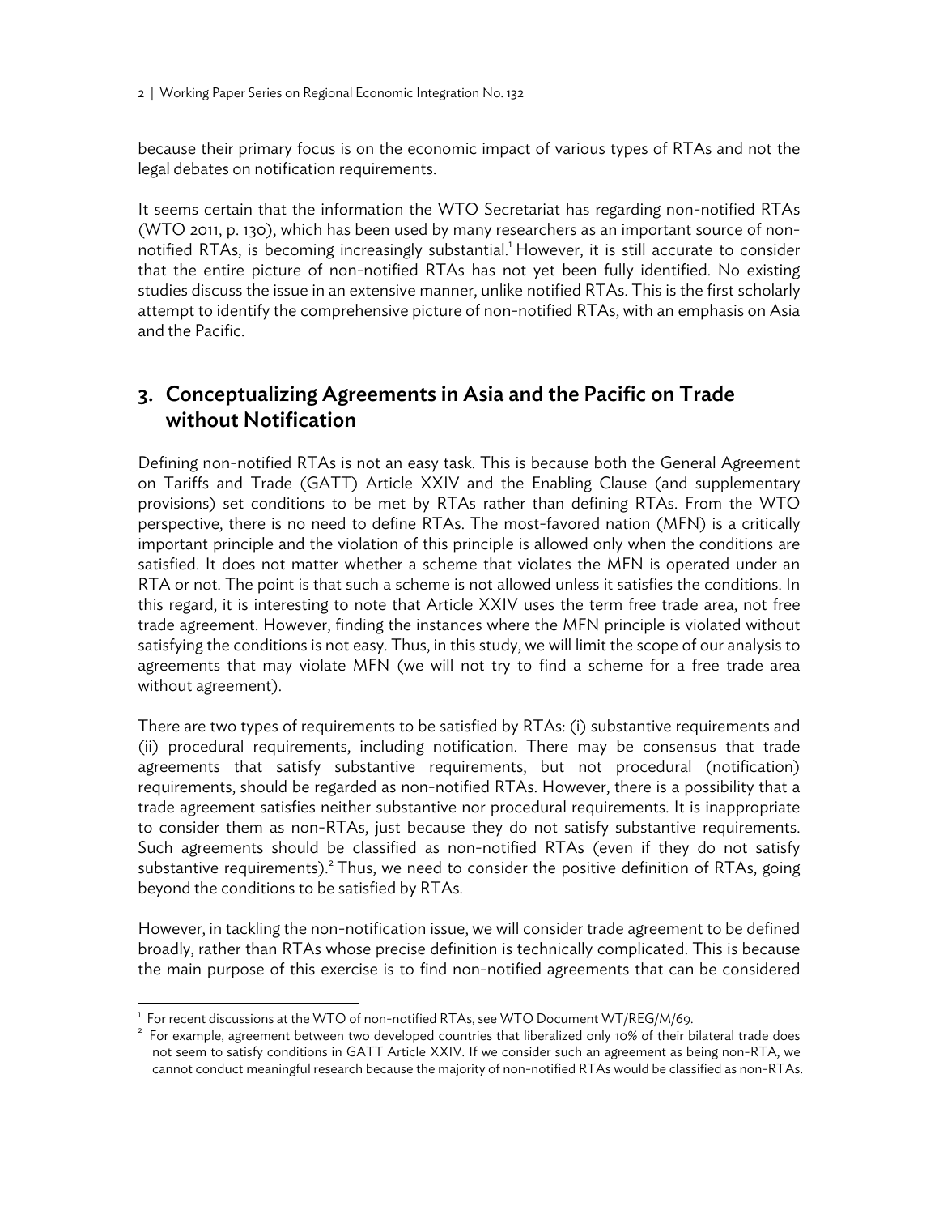because their primary focus is on the economic impact of various types of RTAs and not the legal debates on notification requirements.

It seems certain that the information the WTO Secretariat has regarding non-notified RTAs (WTO 2011, p. 130), which has been used by many researchers as an important source of non-notified RTAs, is becoming increasingly substantial.[1] However, it is still accurate to consider that the entire picture of non-notified RTAs has not yet been fully identified. No existing studies discuss the issue in an extensive manner, unlike notified RTAs. This is the first scholarly attempt to identify the comprehensive picture of non-notified RTAs, with an emphasis on Asia and the Pacific.

## 3. Conceptualizing Agreements in Asia and the Pacific on Trade without Notification

Defining non-notified RTAs is not an easy task. This is because both the General Agreement on Tariffs and Trade (GATT) Article XXIV and the Enabling Clause (and supplementary provisions) set conditions to be met by RTAs rather than defining RTAs. From the WTO perspective, there is no need to define RTAs. The most-favored nation (MFN) is a critically important principle and the violation of this principle is allowed only when the conditions are satisfied. It does not matter whether a scheme that violates the MFN is operated under an RTA or not. The point is that such a scheme is not allowed unless it satisfies the conditions. In this regard, it is interesting to note that Article XXIV uses the term free trade area, not free trade agreement. However, finding the instances where the MFN principle is violated without satisfying the conditions is not easy. Thus, in this study, we will limit the scope of our analysis to agreements that may violate MFN (we will not try to find a scheme for a free trade area without agreement).

There are two types of requirements to be satisfied by RTAs: (i) substantive requirements and (ii) procedural requirements, including notification. There may be consensus that trade agreements that satisfy substantive requirements, but not procedural (notification) requirements, should be regarded as non-notified RTAs. However, there is a possibility that a trade agreement satisfies neither substantive nor procedural requirements. It is inappropriate to consider them as non-RTAs, just because they do not satisfy substantive requirements. Such agreements should be classified as non-notified RTAs (even if they do not satisfy substantive requirements).[2] Thus, we need to consider the positive definition of RTAs, going beyond the conditions to be satisfied by RTAs.

However, in tackling the non-notification issue, we will consider trade agreement to be defined broadly, rather than RTAs whose precise definition is technically complicated. This is because the main purpose of this exercise is to find non-notified agreements that can be considered

[1] For recent discussions at the WTO of non-notified RTAs, see WTO Document WT/REG/M/69.

[2] For example, agreement between two developed countries that liberalized only 10% of their bilateral trade does not seem to satisfy conditions in GATT Article XXIV. If we consider such an agreement as being non-RTA, we cannot conduct meaningful research because the majority of non-notified RTAs would be classified as non-RTAs.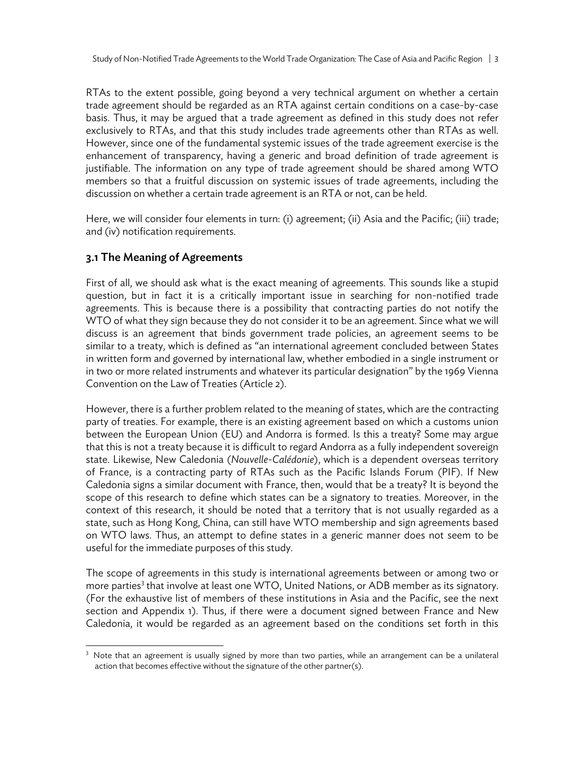RTAs to the extent possible, going beyond a very technical argument on whether a certain trade agreement should be regarded as an RTA against certain conditions on a case-by-case basis. Thus, it may be argued that a trade agreement as defined in this study does not refer exclusively to RTAs, and that this study includes trade agreements other than RTAs as well. However, since one of the fundamental systemic issues of the trade agreement exercise is the enhancement of transparency, having a generic and broad definition of trade agreement is justifiable. The information on any type of trade agreement should be shared among WTO members so that a fruitful discussion on systemic issues of trade agreements, including the discussion on whether a certain trade agreement is an RTA or not, can be held.

Here, we will consider four elements in turn: (i) agreement; (ii) Asia and the Pacific; (iii) trade; and (iv) notification requirements.

### 3.1 The Meaning of Agreements

First of all, we should ask what is the exact meaning of agreements. This sounds like a stupid question, but in fact it is a critically important issue in searching for non-notified trade agreements. This is because there is a possibility that contracting parties do not notify the WTO of what they sign because they do not consider it to be an agreement. Since what we will discuss is an agreement that binds government trade policies, an agreement seems to be similar to a treaty, which is defined as "an international agreement concluded between States in written form and governed by international law, whether embodied in a single instrument or in two or more related instruments and whatever its particular designation" by the 1969 Vienna Convention on the Law of Treaties (Article 2).

However, there is a further problem related to the meaning of states, which are the contracting party of treaties. For example, there is an existing agreement based on which a customs union between the European Union (EU) and Andorra is formed. Is this a treaty? Some may argue that this is not a treaty because it is difficult to regard Andorra as a fully independent sovereign state. Likewise, New Caledonia (*Nouvelle-Calédonie*), which is a dependent overseas territory of France, is a contracting party of RTAs such as the Pacific Islands Forum (PIF). If New Caledonia signs a similar document with France, then, would that be a treaty? It is beyond the scope of this research to define which states can be a signatory to treaties. Moreover, in the context of this research, it should be noted that a territory that is not usually regarded as a state, such as Hong Kong, China, can still have WTO membership and sign agreements based on WTO laws. Thus, an attempt to define states in a generic manner does not seem to be useful for the immediate purposes of this study.

The scope of agreements in this study is international agreements between or among two or more parties[3] that involve at least one WTO, United Nations, or ADB member as its signatory. (For the exhaustive list of members of these institutions in Asia and the Pacific, see the next section and Appendix 1). Thus, if there were a document signed between France and New Caledonia, it would be regarded as an agreement based on the conditions set forth in this

---

[3] Note that an agreement is usually signed by more than two parties, while an arrangement can be a unilateral action that becomes effective without the signature of the other partner(s).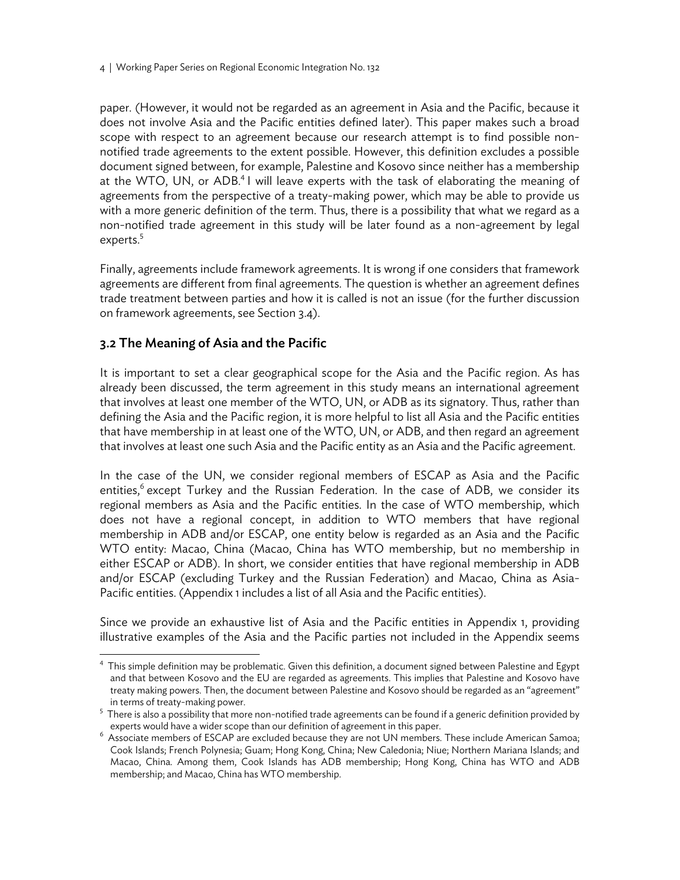paper. (However, it would not be regarded as an agreement in Asia and the Pacific, because it does not involve Asia and the Pacific entities defined later). This paper makes such a broad scope with respect to an agreement because our research attempt is to find possible non-notified trade agreements to the extent possible. However, this definition excludes a possible document signed between, for example, Palestine and Kosovo since neither has a membership at the WTO, UN, or ADB.[4] I will leave experts with the task of elaborating the meaning of agreements from the perspective of a treaty-making power, which may be able to provide us with a more generic definition of the term. Thus, there is a possibility that what we regard as a non-notified trade agreement in this study will be later found as a non-agreement by legal experts.[5]

Finally, agreements include framework agreements. It is wrong if one considers that framework agreements are different from final agreements. The question is whether an agreement defines trade treatment between parties and how it is called is not an issue (for the further discussion on framework agreements, see Section 3.4).

## 3.2 The Meaning of Asia and the Pacific

It is important to set a clear geographical scope for the Asia and the Pacific region. As has already been discussed, the term agreement in this study means an international agreement that involves at least one member of the WTO, UN, or ADB as its signatory. Thus, rather than defining the Asia and the Pacific region, it is more helpful to list all Asia and the Pacific entities that have membership in at least one of the WTO, UN, or ADB, and then regard an agreement that involves at least one such Asia and the Pacific entity as an Asia and the Pacific agreement.

In the case of the UN, we consider regional members of ESCAP as Asia and the Pacific entities,[6] except Turkey and the Russian Federation. In the case of ADB, we consider its regional members as Asia and the Pacific entities. In the case of WTO membership, which does not have a regional concept, in addition to WTO members that have regional membership in ADB and/or ESCAP, one entity below is regarded as an Asia and the Pacific WTO entity: Macao, China (Macao, China has WTO membership, but no membership in either ESCAP or ADB). In short, we consider entities that have regional membership in ADB and/or ESCAP (excluding Turkey and the Russian Federation) and Macao, China as Asia-Pacific entities. (Appendix 1 includes a list of all Asia and the Pacific entities).

Since we provide an exhaustive list of Asia and the Pacific entities in Appendix 1, providing illustrative examples of the Asia and the Pacific parties not included in the Appendix seems

---

[4] This simple definition may be problematic. Given this definition, a document signed between Palestine and Egypt and that between Kosovo and the EU are regarded as agreements. This implies that Palestine and Kosovo have treaty making powers. Then, the document between Palestine and Kosovo should be regarded as an "agreement" in terms of treaty-making power.

[5] There is also a possibility that more non-notified trade agreements can be found if a generic definition provided by experts would have a wider scope than our definition of agreement in this paper.

[6] Associate members of ESCAP are excluded because they are not UN members. These include American Samoa; Cook Islands; French Polynesia; Guam; Hong Kong, China; New Caledonia; Niue; Northern Mariana Islands; and Macao, China. Among them, Cook Islands has ADB membership; Hong Kong, China has WTO and ADB membership; and Macao, China has WTO membership.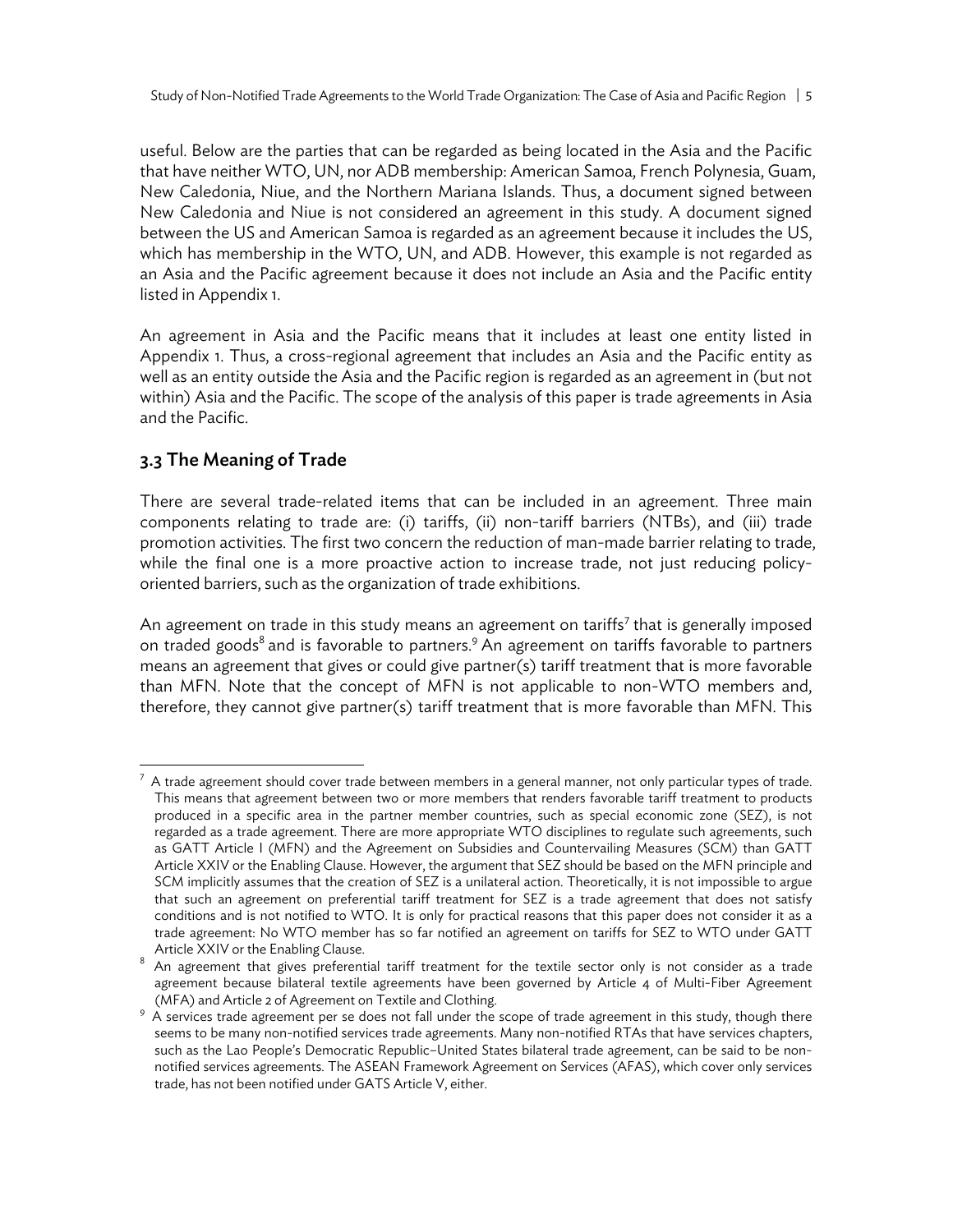useful. Below are the parties that can be regarded as being located in the Asia and the Pacific that have neither WTO, UN, nor ADB membership: American Samoa, French Polynesia, Guam, New Caledonia, Niue, and the Northern Mariana Islands. Thus, a document signed between New Caledonia and Niue is not considered an agreement in this study. A document signed between the US and American Samoa is regarded as an agreement because it includes the US, which has membership in the WTO, UN, and ADB. However, this example is not regarded as an Asia and the Pacific agreement because it does not include an Asia and the Pacific entity listed in Appendix 1.

An agreement in Asia and the Pacific means that it includes at least one entity listed in Appendix 1. Thus, a cross-regional agreement that includes an Asia and the Pacific entity as well as an entity outside the Asia and the Pacific region is regarded as an agreement in (but not within) Asia and the Pacific. The scope of the analysis of this paper is trade agreements in Asia and the Pacific.

### 3.3 The Meaning of Trade

There are several trade-related items that can be included in an agreement. Three main components relating to trade are: (i) tariffs, (ii) non-tariff barriers (NTBs), and (iii) trade promotion activities. The first two concern the reduction of man-made barrier relating to trade, while the final one is a more proactive action to increase trade, not just reducing policy-oriented barriers, such as the organization of trade exhibitions.

An agreement on trade in this study means an agreement on tariffs[7] that is generally imposed on traded goods[8] and is favorable to partners.[9] An agreement on tariffs favorable to partners means an agreement that gives or could give partner(s) tariff treatment that is more favorable than MFN. Note that the concept of MFN is not applicable to non-WTO members and, therefore, they cannot give partner(s) tariff treatment that is more favorable than MFN. This

---

[7] A trade agreement should cover trade between members in a general manner, not only particular types of trade. This means that agreement between two or more members that renders favorable tariff treatment to products produced in a specific area in the partner member countries, such as special economic zone (SEZ), is not regarded as a trade agreement. There are more appropriate WTO disciplines to regulate such agreements, such as GATT Article I (MFN) and the Agreement on Subsidies and Countervailing Measures (SCM) than GATT Article XXIV or the Enabling Clause. However, the argument that SEZ should be based on the MFN principle and SCM implicitly assumes that the creation of SEZ is a unilateral action. Theoretically, it is not impossible to argue that such an agreement on preferential tariff treatment for SEZ is a trade agreement that does not satisfy conditions and is not notified to WTO. It is only for practical reasons that this paper does not consider it as a trade agreement: No WTO member has so far notified an agreement on tariffs for SEZ to WTO under GATT Article XXIV or the Enabling Clause.

[8] An agreement that gives preferential tariff treatment for the textile sector only is not consider as a trade agreement because bilateral textile agreements have been governed by Article 4 of Multi-Fiber Agreement (MFA) and Article 2 of Agreement on Textile and Clothing.

[9] A services trade agreement per se does not fall under the scope of trade agreement in this study, though there seems to be many non-notified services trade agreements. Many non-notified RTAs that have services chapters, such as the Lao People's Democratic Republic–United States bilateral trade agreement, can be said to be non-notified services agreements. The ASEAN Framework Agreement on Services (AFAS), which cover only services trade, has not been notified under GATS Article V, either.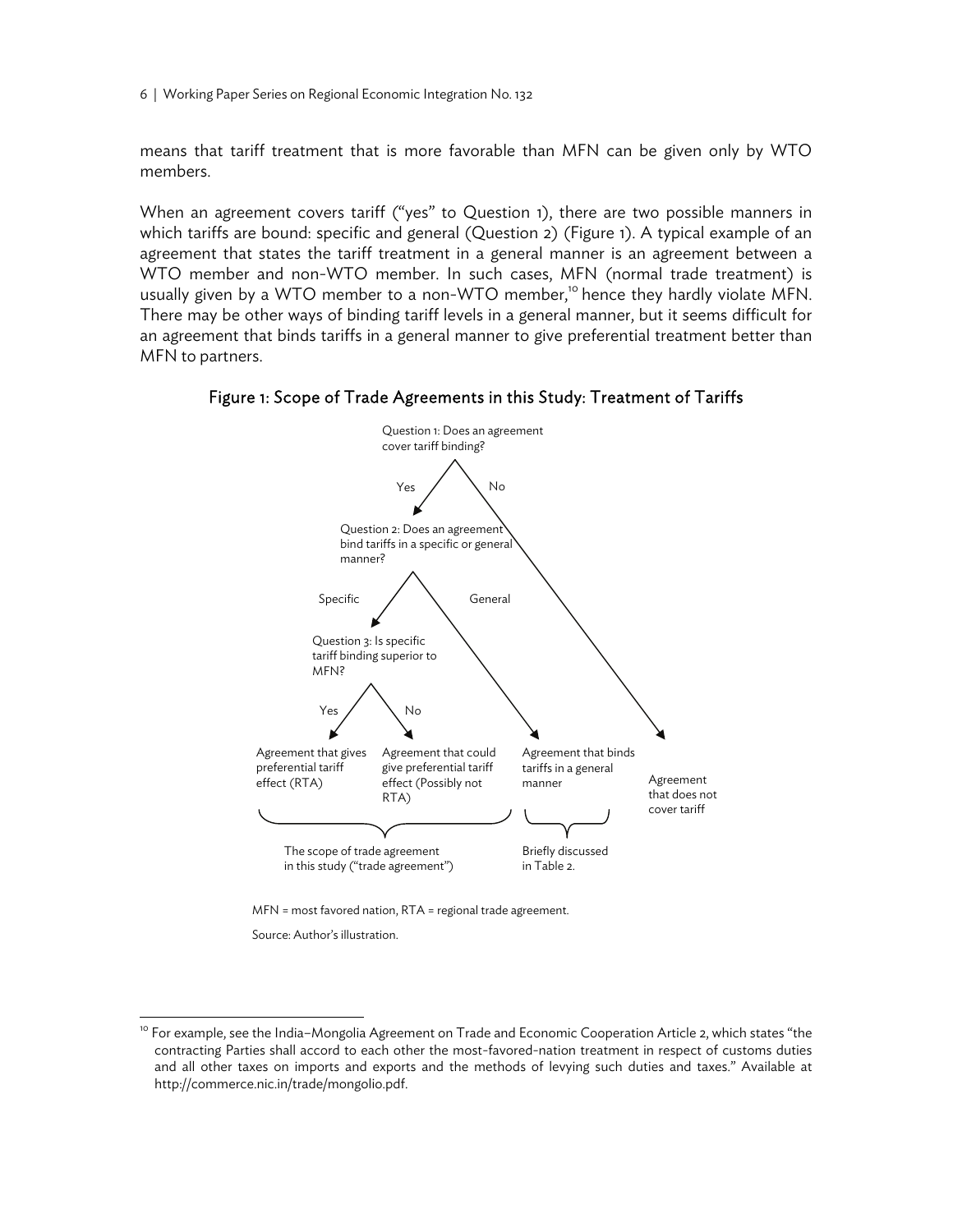means that tariff treatment that is more favorable than MFN can be given only by WTO members.

When an agreement covers tariff ("yes" to Question 1), there are two possible manners in which tariffs are bound: specific and general (Question 2) (Figure 1). A typical example of an agreement that states the tariff treatment in a general manner is an agreement between a WTO member and non-WTO member. In such cases, MFN (normal trade treatment) is usually given by a WTO member to a non-WTO member,[10] hence they hardly violate MFN. There may be other ways of binding tariff levels in a general manner, but it seems difficult for an agreement that binds tariffs in a general manner to give preferential treatment better than MFN to partners.

**Figure 1: Scope of Trade Agreements in this Study: Treatment of Tariffs**

Question 1: Does an agreement cover tariff binding?

- Yes → Question 2: Does an agreement bind tariffs in a specific or general manner?
  - Specific → Question 3: Is specific tariff binding superior to MFN?
    - Yes → Agreement that gives preferential tariff effect (RTA)
    - No → Agreement that could give preferential tariff effect (Possibly not RTA)
  - General → Agreement that binds tariffs in a general manner
- No → Agreement that does not cover tariff

The scope of trade agreement in this study ("trade agreement"): Agreement that gives preferential tariff effect (RTA); Agreement that could give preferential tariff effect (Possibly not RTA)

Briefly discussed in Table 2.: Agreement that binds tariffs in a general manner

MFN = most favored nation, RTA = regional trade agreement.

Source: Author's illustration.

[10] For example, see the India–Mongolia Agreement on Trade and Economic Cooperation Article 2, which states "the contracting Parties shall accord to each other the most-favored-nation treatment in respect of customs duties and all other taxes on imports and exports and the methods of levying such duties and taxes." Available at http://commerce.nic.in/trade/mongolio.pdf.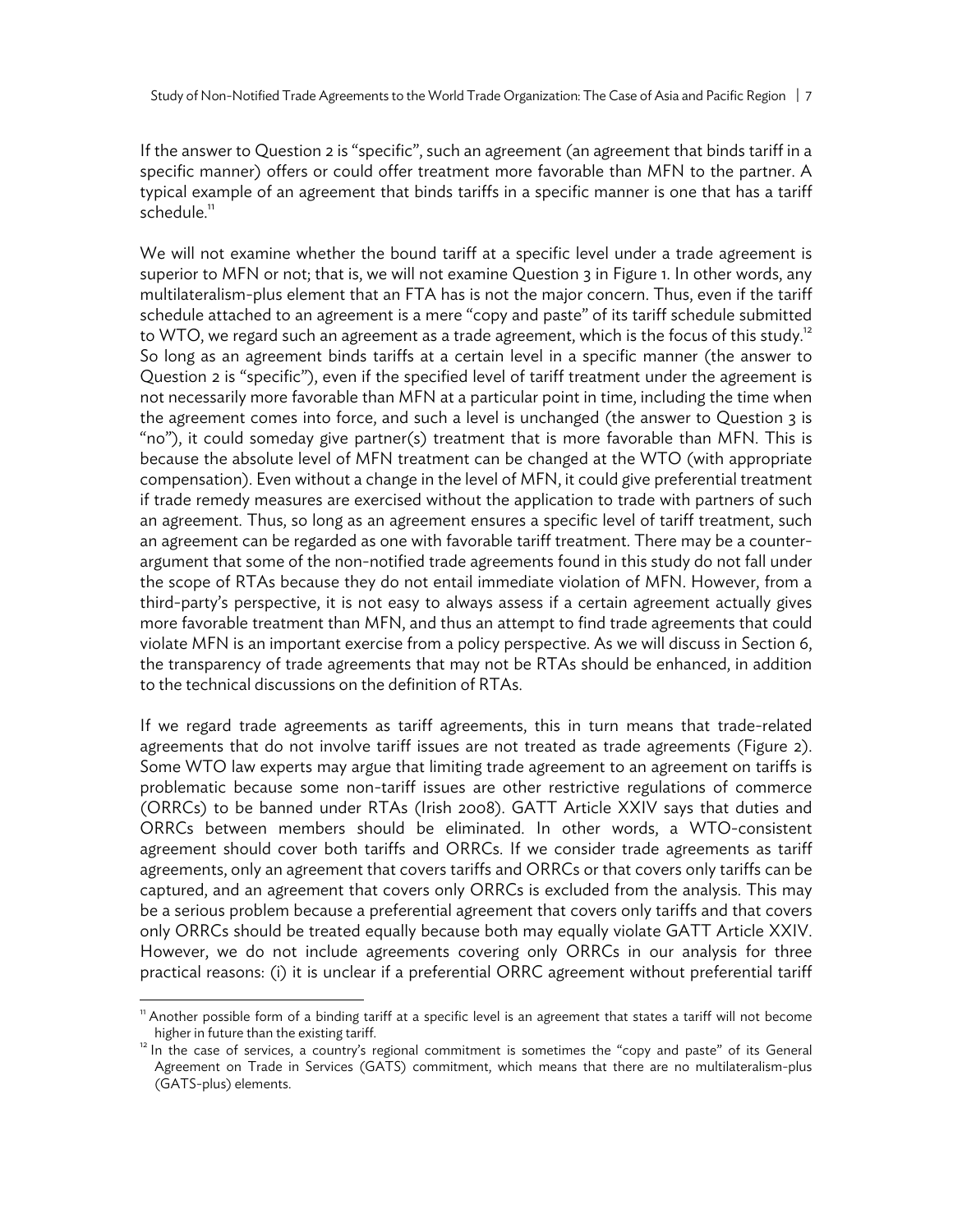If the answer to Question 2 is "specific", such an agreement (an agreement that binds tariff in a specific manner) offers or could offer treatment more favorable than MFN to the partner. A typical example of an agreement that binds tariffs in a specific manner is one that has a tariff schedule.[11]

We will not examine whether the bound tariff at a specific level under a trade agreement is superior to MFN or not; that is, we will not examine Question 3 in Figure 1. In other words, any multilateralism-plus element that an FTA has is not the major concern. Thus, even if the tariff schedule attached to an agreement is a mere "copy and paste" of its tariff schedule submitted to WTO, we regard such an agreement as a trade agreement, which is the focus of this study.[12] So long as an agreement binds tariffs at a certain level in a specific manner (the answer to Question 2 is "specific"), even if the specified level of tariff treatment under the agreement is not necessarily more favorable than MFN at a particular point in time, including the time when the agreement comes into force, and such a level is unchanged (the answer to Question 3 is "no"), it could someday give partner(s) treatment that is more favorable than MFN. This is because the absolute level of MFN treatment can be changed at the WTO (with appropriate compensation). Even without a change in the level of MFN, it could give preferential treatment if trade remedy measures are exercised without the application to trade with partners of such an agreement. Thus, so long as an agreement ensures a specific level of tariff treatment, such an agreement can be regarded as one with favorable tariff treatment. There may be a counter-argument that some of the non-notified trade agreements found in this study do not fall under the scope of RTAs because they do not entail immediate violation of MFN. However, from a third-party's perspective, it is not easy to always assess if a certain agreement actually gives more favorable treatment than MFN, and thus an attempt to find trade agreements that could violate MFN is an important exercise from a policy perspective. As we will discuss in Section 6, the transparency of trade agreements that may not be RTAs should be enhanced, in addition to the technical discussions on the definition of RTAs.

If we regard trade agreements as tariff agreements, this in turn means that trade-related agreements that do not involve tariff issues are not treated as trade agreements (Figure 2). Some WTO law experts may argue that limiting trade agreement to an agreement on tariffs is problematic because some non-tariff issues are other restrictive regulations of commerce (ORRCs) to be banned under RTAs (Irish 2008). GATT Article XXIV says that duties and ORRCs between members should be eliminated. In other words, a WTO-consistent agreement should cover both tariffs and ORRCs. If we consider trade agreements as tariff agreements, only an agreement that covers tariffs and ORRCs or that covers only tariffs can be captured, and an agreement that covers only ORRCs is excluded from the analysis. This may be a serious problem because a preferential agreement that covers only tariffs and that covers only ORRCs should be treated equally because both may equally violate GATT Article XXIV. However, we do not include agreements covering only ORRCs in our analysis for three practical reasons: (i) it is unclear if a preferential ORRC agreement without preferential tariff

[11] Another possible form of a binding tariff at a specific level is an agreement that states a tariff will not become higher in future than the existing tariff.

[12] In the case of services, a country's regional commitment is sometimes the "copy and paste" of its General Agreement on Trade in Services (GATS) commitment, which means that there are no multilateralism-plus (GATS-plus) elements.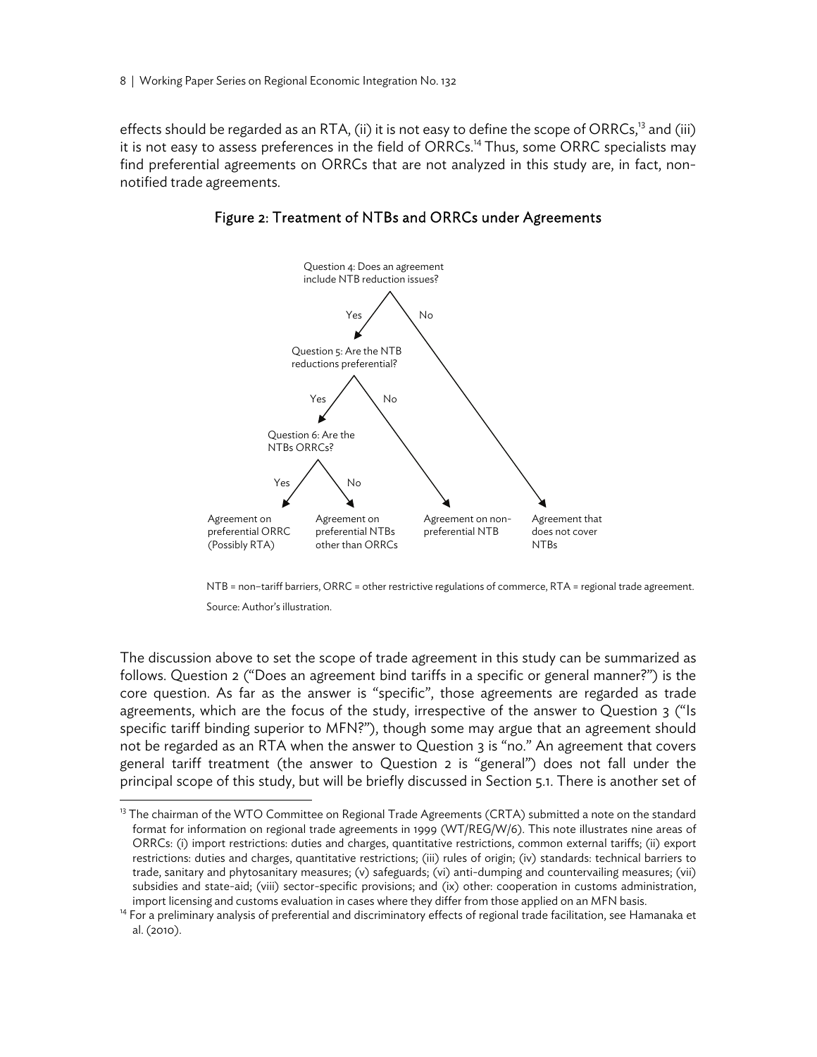effects should be regarded as an RTA, (ii) it is not easy to define the scope of ORRCs,[13] and (iii) it is not easy to assess preferences in the field of ORRCs.[14] Thus, some ORRC specialists may find preferential agreements on ORRCs that are not analyzed in this study are, in fact, non-notified trade agreements.

## Figure 2: Treatment of NTBs and ORRCs under Agreements

Question 4: Does an agreement include NTB reduction issues?

- Yes → Question 5: Are the NTB reductions preferential?
  - Yes → Question 6: Are the NTBs ORRCs?
    - Yes → Agreement on preferential ORRC (Possibly RTA)
    - No → Agreement on preferential NTBs other than ORRCs
  - No → Agreement on non-preferential NTB
- No → Agreement that does not cover NTBs

NTB = non-tariff barriers, ORRC = other restrictive regulations of commerce, RTA = regional trade agreement.

Source: Author's illustration.

The discussion above to set the scope of trade agreement in this study can be summarized as follows. Question 2 ("Does an agreement bind tariffs in a specific or general manner?") is the core question. As far as the answer is "specific", those agreements are regarded as trade agreements, which are the focus of the study, irrespective of the answer to Question 3 ("Is specific tariff binding superior to MFN?"), though some may argue that an agreement should not be regarded as an RTA when the answer to Question 3 is "no." An agreement that covers general tariff treatment (the answer to Question 2 is "general") does not fall under the principal scope of this study, but will be briefly discussed in Section 5.1. There is another set of

[13] The chairman of the WTO Committee on Regional Trade Agreements (CRTA) submitted a note on the standard format for information on regional trade agreements in 1999 (WT/REG/W/6). This note illustrates nine areas of ORRCs: (i) import restrictions: duties and charges, quantitative restrictions, common external tariffs; (ii) export restrictions: duties and charges, quantitative restrictions; (iii) rules of origin; (iv) standards: technical barriers to trade, sanitary and phytosanitary measures; (v) safeguards; (vi) anti-dumping and countervailing measures; (vii) subsidies and state-aid; (viii) sector-specific provisions; and (ix) other: cooperation in customs administration, import licensing and customs evaluation in cases where they differ from those applied on an MFN basis.

[14] For a preliminary analysis of preferential and discriminatory effects of regional trade facilitation, see Hamanaka et al. (2010).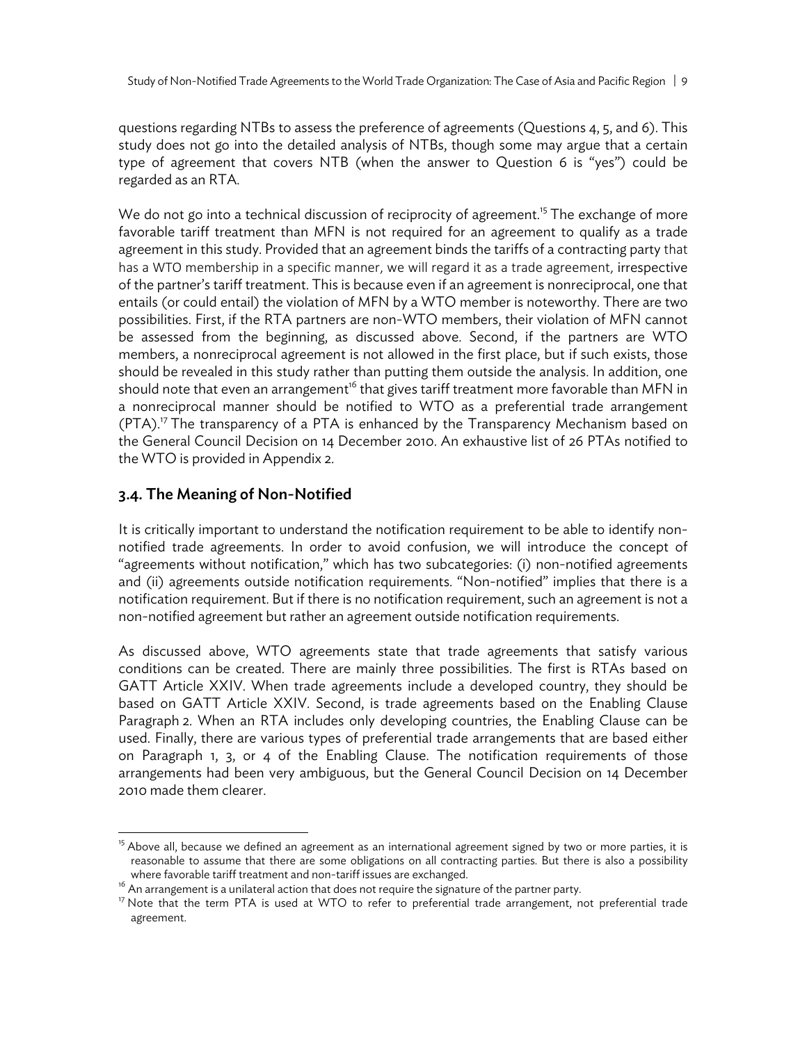questions regarding NTBs to assess the preference of agreements (Questions 4, 5, and 6). This study does not go into the detailed analysis of NTBs, though some may argue that a certain type of agreement that covers NTB (when the answer to Question 6 is "yes") could be regarded as an RTA.

We do not go into a technical discussion of reciprocity of agreement.[15] The exchange of more favorable tariff treatment than MFN is not required for an agreement to qualify as a trade agreement in this study. Provided that an agreement binds the tariffs of a contracting party that has a WTO membership in a specific manner, we will regard it as a trade agreement, irrespective of the partner's tariff treatment. This is because even if an agreement is nonreciprocal, one that entails (or could entail) the violation of MFN by a WTO member is noteworthy. There are two possibilities. First, if the RTA partners are non-WTO members, their violation of MFN cannot be assessed from the beginning, as discussed above. Second, if the partners are WTO members, a nonreciprocal agreement is not allowed in the first place, but if such exists, those should be revealed in this study rather than putting them outside the analysis. In addition, one should note that even an arrangement[16] that gives tariff treatment more favorable than MFN in a nonreciprocal manner should be notified to WTO as a preferential trade arrangement (PTA).[17] The transparency of a PTA is enhanced by the Transparency Mechanism based on the General Council Decision on 14 December 2010. An exhaustive list of 26 PTAs notified to the WTO is provided in Appendix 2.

## 3.4. The Meaning of Non-Notified

It is critically important to understand the notification requirement to be able to identify non-notified trade agreements. In order to avoid confusion, we will introduce the concept of "agreements without notification," which has two subcategories: (i) non-notified agreements and (ii) agreements outside notification requirements. "Non-notified" implies that there is a notification requirement. But if there is no notification requirement, such an agreement is not a non-notified agreement but rather an agreement outside notification requirements.

As discussed above, WTO agreements state that trade agreements that satisfy various conditions can be created. There are mainly three possibilities. The first is RTAs based on GATT Article XXIV. When trade agreements include a developed country, they should be based on GATT Article XXIV. Second, is trade agreements based on the Enabling Clause Paragraph 2. When an RTA includes only developing countries, the Enabling Clause can be used. Finally, there are various types of preferential trade arrangements that are based either on Paragraph 1, 3, or 4 of the Enabling Clause. The notification requirements of those arrangements had been very ambiguous, but the General Council Decision on 14 December 2010 made them clearer.

---

[15] Above all, because we defined an agreement as an international agreement signed by two or more parties, it is reasonable to assume that there are some obligations on all contracting parties. But there is also a possibility where favorable tariff treatment and non-tariff issues are exchanged.

[16] An arrangement is a unilateral action that does not require the signature of the partner party.

[17] Note that the term PTA is used at WTO to refer to preferential trade arrangement, not preferential trade agreement.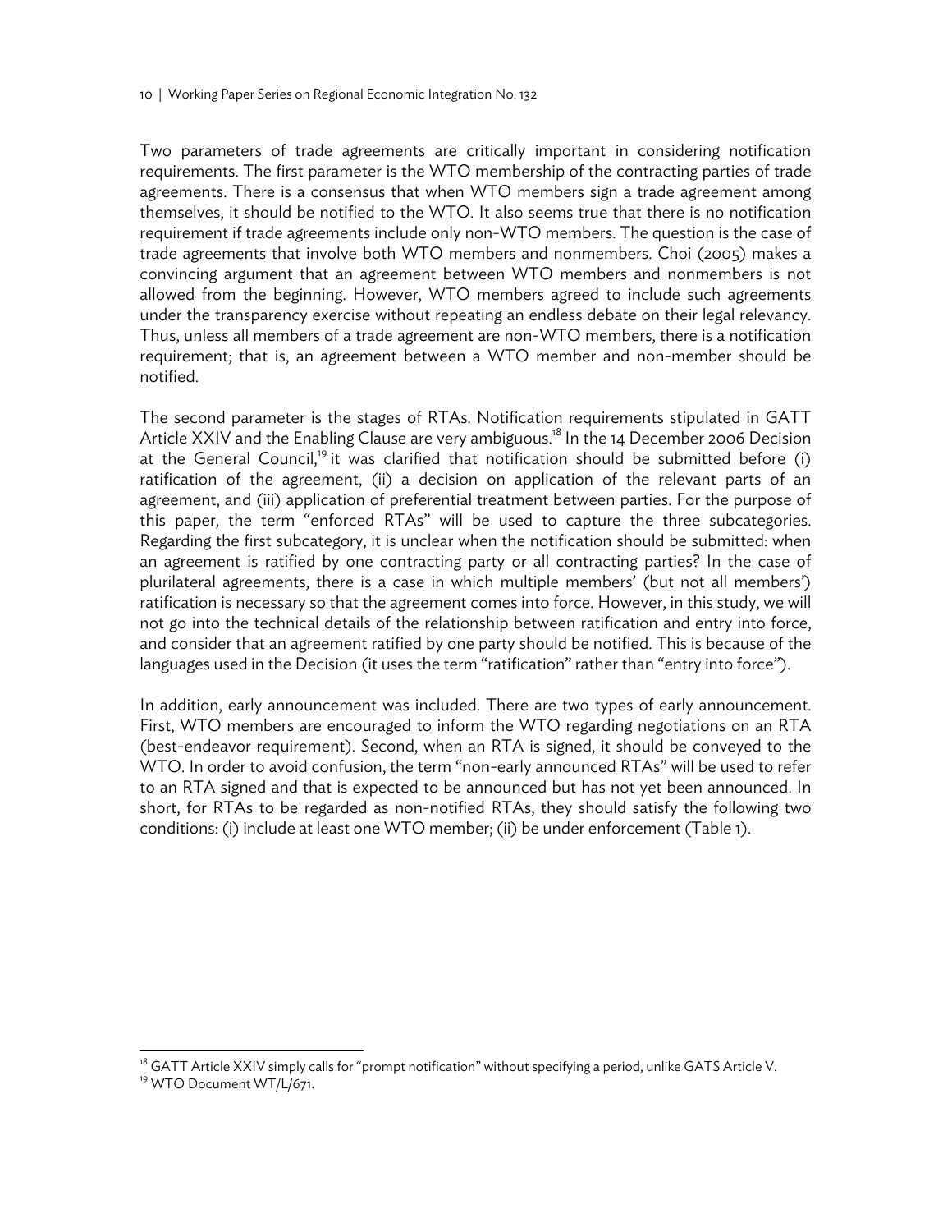Two parameters of trade agreements are critically important in considering notification requirements. The first parameter is the WTO membership of the contracting parties of trade agreements. There is a consensus that when WTO members sign a trade agreement among themselves, it should be notified to the WTO. It also seems true that there is no notification requirement if trade agreements include only non-WTO members. The question is the case of trade agreements that involve both WTO members and nonmembers. Choi (2005) makes a convincing argument that an agreement between WTO members and nonmembers is not allowed from the beginning. However, WTO members agreed to include such agreements under the transparency exercise without repeating an endless debate on their legal relevancy. Thus, unless all members of a trade agreement are non-WTO members, there is a notification requirement; that is, an agreement between a WTO member and non-member should be notified.

The second parameter is the stages of RTAs. Notification requirements stipulated in GATT Article XXIV and the Enabling Clause are very ambiguous.[18] In the 14 December 2006 Decision at the General Council,[19] it was clarified that notification should be submitted before (i) ratification of the agreement, (ii) a decision on application of the relevant parts of an agreement, and (iii) application of preferential treatment between parties. For the purpose of this paper, the term "enforced RTAs" will be used to capture the three subcategories. Regarding the first subcategory, it is unclear when the notification should be submitted: when an agreement is ratified by one contracting party or all contracting parties? In the case of plurilateral agreements, there is a case in which multiple members' (but not all members') ratification is necessary so that the agreement comes into force. However, in this study, we will not go into the technical details of the relationship between ratification and entry into force, and consider that an agreement ratified by one party should be notified. This is because of the languages used in the Decision (it uses the term "ratification" rather than "entry into force").

In addition, early announcement was included. There are two types of early announcement. First, WTO members are encouraged to inform the WTO regarding negotiations on an RTA (best-endeavor requirement). Second, when an RTA is signed, it should be conveyed to the WTO. In order to avoid confusion, the term "non-early announced RTAs" will be used to refer to an RTA signed and that is expected to be announced but has not yet been announced. In short, for RTAs to be regarded as non-notified RTAs, they should satisfy the following two conditions: (i) include at least one WTO member; (ii) be under enforcement (Table 1).

---

[18] GATT Article XXIV simply calls for "prompt notification" without specifying a period, unlike GATS Article V.

[19] WTO Document WT/L/671.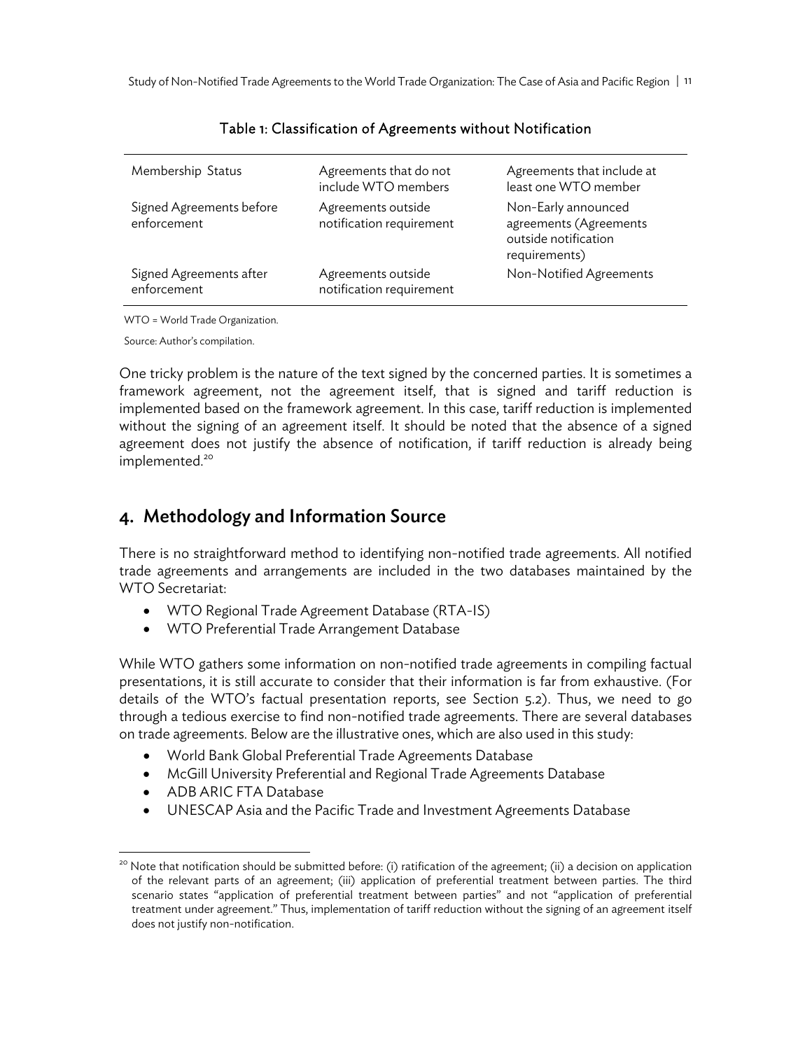Table 1: Classification of Agreements without Notification

| Membership Status | Agreements that do not include WTO members | Agreements that include at least one WTO member |
| --- | --- | --- |
| Signed Agreements before enforcement | Agreements outside notification requirement | Non-Early announced agreements (Agreements outside notification requirements) |
| Signed Agreements after enforcement | Agreements outside notification requirement | Non-Notified Agreements |

WTO = World Trade Organization.

Source: Author's compilation.

One tricky problem is the nature of the text signed by the concerned parties. It is sometimes a framework agreement, not the agreement itself, that is signed and tariff reduction is implemented based on the framework agreement. In this case, tariff reduction is implemented without the signing of an agreement itself. It should be noted that the absence of a signed agreement does not justify the absence of notification, if tariff reduction is already being implemented.[20]

## 4. Methodology and Information Source

There is no straightforward method to identifying non-notified trade agreements. All notified trade agreements and arrangements are included in the two databases maintained by the WTO Secretariat:

- WTO Regional Trade Agreement Database (RTA-IS)
- WTO Preferential Trade Arrangement Database

While WTO gathers some information on non-notified trade agreements in compiling factual presentations, it is still accurate to consider that their information is far from exhaustive. (For details of the WTO's factual presentation reports, see Section 5.2). Thus, we need to go through a tedious exercise to find non-notified trade agreements. There are several databases on trade agreements. Below are the illustrative ones, which are also used in this study:

- World Bank Global Preferential Trade Agreements Database
- McGill University Preferential and Regional Trade Agreements Database
- ADB ARIC FTA Database
- UNESCAP Asia and the Pacific Trade and Investment Agreements Database

[20] Note that notification should be submitted before: (i) ratification of the agreement; (ii) a decision on application of the relevant parts of an agreement; (iii) application of preferential treatment between parties. The third scenario states "application of preferential treatment between parties" and not "application of preferential treatment under agreement." Thus, implementation of tariff reduction without the signing of an agreement itself does not justify non-notification.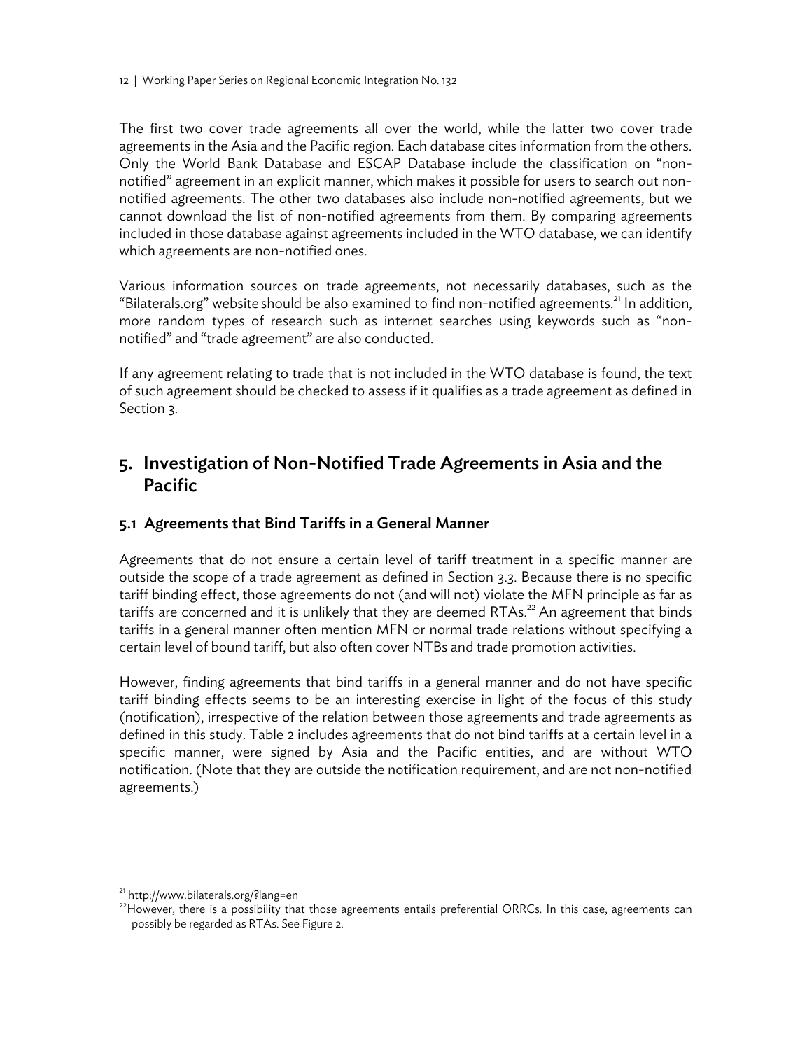The first two cover trade agreements all over the world, while the latter two cover trade agreements in the Asia and the Pacific region. Each database cites information from the others. Only the World Bank Database and ESCAP Database include the classification on "non-notified" agreement in an explicit manner, which makes it possible for users to search out non-notified agreements. The other two databases also include non-notified agreements, but we cannot download the list of non-notified agreements from them. By comparing agreements included in those database against agreements included in the WTO database, we can identify which agreements are non-notified ones.

Various information sources on trade agreements, not necessarily databases, such as the "Bilaterals.org" website should be also examined to find non-notified agreements.[21] In addition, more random types of research such as internet searches using keywords such as "non-notified" and "trade agreement" are also conducted.

If any agreement relating to trade that is not included in the WTO database is found, the text of such agreement should be checked to assess if it qualifies as a trade agreement as defined in Section 3.

## 5. Investigation of Non-Notified Trade Agreements in Asia and the Pacific

### 5.1 Agreements that Bind Tariffs in a General Manner

Agreements that do not ensure a certain level of tariff treatment in a specific manner are outside the scope of a trade agreement as defined in Section 3.3. Because there is no specific tariff binding effect, those agreements do not (and will not) violate the MFN principle as far as tariffs are concerned and it is unlikely that they are deemed RTAs.[22] An agreement that binds tariffs in a general manner often mention MFN or normal trade relations without specifying a certain level of bound tariff, but also often cover NTBs and trade promotion activities.

However, finding agreements that bind tariffs in a general manner and do not have specific tariff binding effects seems to be an interesting exercise in light of the focus of this study (notification), irrespective of the relation between those agreements and trade agreements as defined in this study. Table 2 includes agreements that do not bind tariffs at a certain level in a specific manner, were signed by Asia and the Pacific entities, and are without WTO notification. (Note that they are outside the notification requirement, and are not non-notified agreements.)

[21] http://www.bilaterals.org/?lang=en

[22] However, there is a possibility that those agreements entails preferential ORRCs. In this case, agreements can possibly be regarded as RTAs. See Figure 2.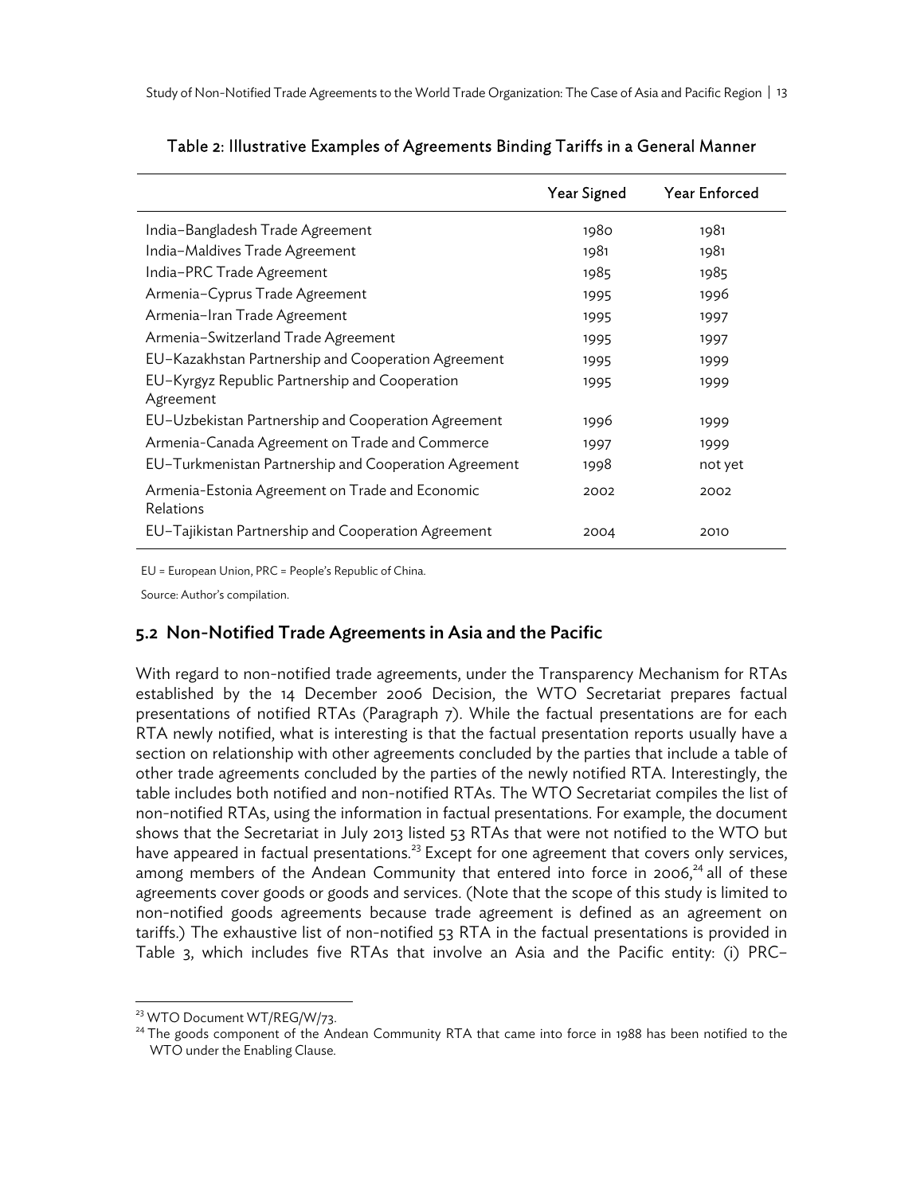Table 2: Illustrative Examples of Agreements Binding Tariffs in a General Manner

| | Year Signed | Year Enforced |
|---|---|---|
| India–Bangladesh Trade Agreement | 1980 | 1981 |
| India–Maldives Trade Agreement | 1981 | 1981 |
| India–PRC Trade Agreement | 1985 | 1985 |
| Armenia–Cyprus Trade Agreement | 1995 | 1996 |
| Armenia–Iran Trade Agreement | 1995 | 1997 |
| Armenia–Switzerland Trade Agreement | 1995 | 1997 |
| EU–Kazakhstan Partnership and Cooperation Agreement | 1995 | 1999 |
| EU–Kyrgyz Republic Partnership and Cooperation Agreement | 1995 | 1999 |
| EU–Uzbekistan Partnership and Cooperation Agreement | 1996 | 1999 |
| Armenia-Canada Agreement on Trade and Commerce | 1997 | 1999 |
| EU–Turkmenistan Partnership and Cooperation Agreement | 1998 | not yet |
| Armenia-Estonia Agreement on Trade and Economic Relations | 2002 | 2002 |
| EU–Tajikistan Partnership and Cooperation Agreement | 2004 | 2010 |

EU = European Union, PRC = People's Republic of China.

Source: Author's compilation.

## 5.2 Non-Notified Trade Agreements in Asia and the Pacific

With regard to non-notified trade agreements, under the Transparency Mechanism for RTAs established by the 14 December 2006 Decision, the WTO Secretariat prepares factual presentations of notified RTAs (Paragraph 7). While the factual presentations are for each RTA newly notified, what is interesting is that the factual presentation reports usually have a section on relationship with other agreements concluded by the parties that include a table of other trade agreements concluded by the parties of the newly notified RTA. Interestingly, the table includes both notified and non-notified RTAs. The WTO Secretariat compiles the list of non-notified RTAs, using the information in factual presentations. For example, the document shows that the Secretariat in July 2013 listed 53 RTAs that were not notified to the WTO but have appeared in factual presentations.[23] Except for one agreement that covers only services, among members of the Andean Community that entered into force in 2006,[24] all of these agreements cover goods or goods and services. (Note that the scope of this study is limited to non-notified goods agreements because trade agreement is defined as an agreement on tariffs.) The exhaustive list of non-notified 53 RTA in the factual presentations is provided in Table 3, which includes five RTAs that involve an Asia and the Pacific entity: (i) PRC–

[23] WTO Document WT/REG/W/73.

[24] The goods component of the Andean Community RTA that came into force in 1988 has been notified to the WTO under the Enabling Clause.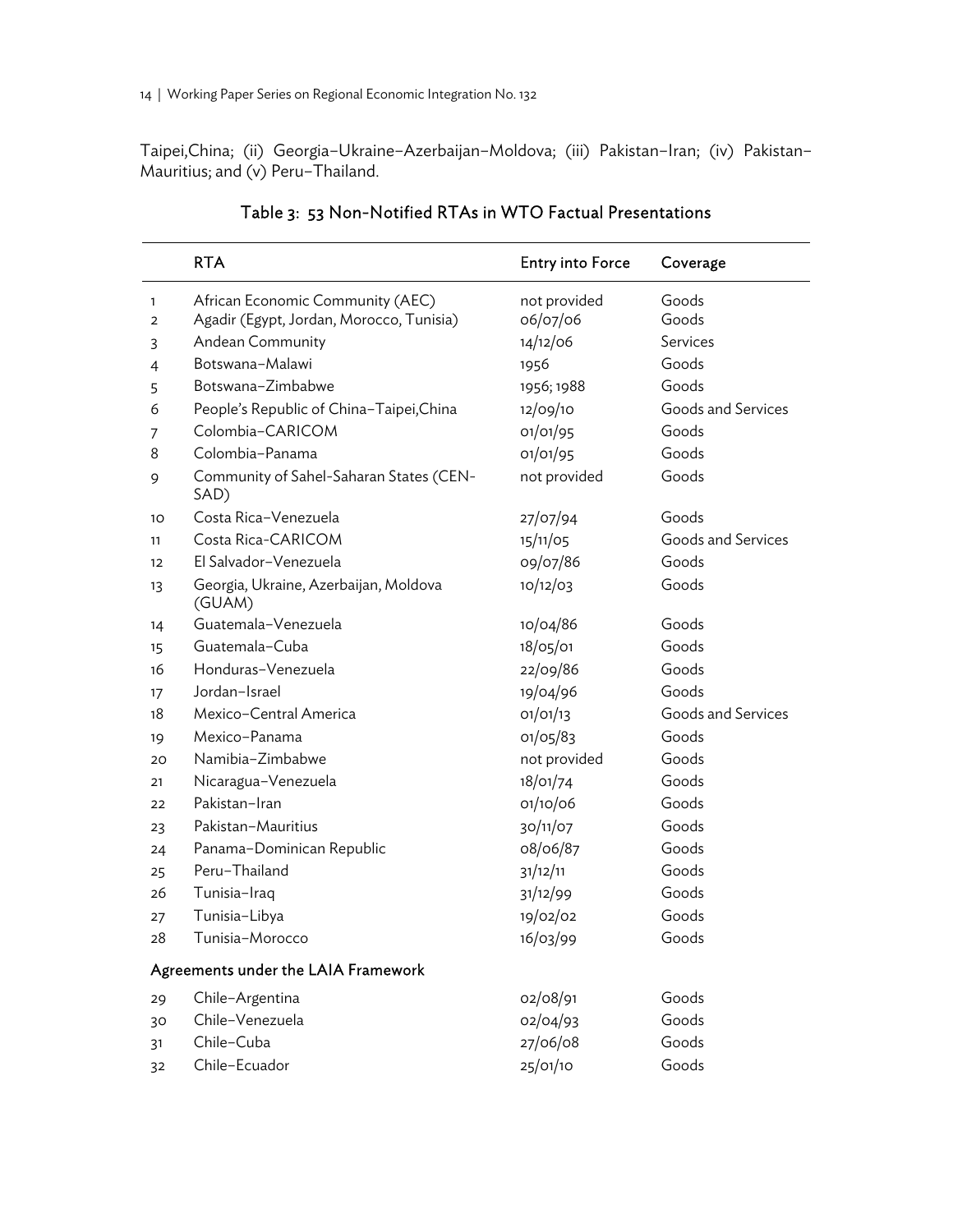Taipei,China; (ii) Georgia–Ukraine–Azerbaijan–Moldova; (iii) Pakistan–Iran; (iv) Pakistan–Mauritius; and (v) Peru–Thailand.

Table 3: 53 Non-Notified RTAs in WTO Factual Presentations

| | RTA | Entry into Force | Coverage |
|---|---|---|---|
| 1 | African Economic Community (AEC) | not provided | Goods |
| 2 | Agadir (Egypt, Jordan, Morocco, Tunisia) | 06/07/06 | Goods |
| 3 | Andean Community | 14/12/06 | Services |
| 4 | Botswana–Malawi | 1956 | Goods |
| 5 | Botswana–Zimbabwe | 1956; 1988 | Goods |
| 6 | People's Republic of China–Taipei,China | 12/09/10 | Goods and Services |
| 7 | Colombia–CARICOM | 01/01/95 | Goods |
| 8 | Colombia–Panama | 01/01/95 | Goods |
| 9 | Community of Sahel-Saharan States (CEN-SAD) | not provided | Goods |
| 10 | Costa Rica–Venezuela | 27/07/94 | Goods |
| 11 | Costa Rica-CARICOM | 15/11/05 | Goods and Services |
| 12 | El Salvador–Venezuela | 09/07/86 | Goods |
| 13 | Georgia, Ukraine, Azerbaijan, Moldova (GUAM) | 10/12/03 | Goods |
| 14 | Guatemala–Venezuela | 10/04/86 | Goods |
| 15 | Guatemala–Cuba | 18/05/01 | Goods |
| 16 | Honduras–Venezuela | 22/09/86 | Goods |
| 17 | Jordan–Israel | 19/04/96 | Goods |
| 18 | Mexico–Central America | 01/01/13 | Goods and Services |
| 19 | Mexico–Panama | 01/05/83 | Goods |
| 20 | Namibia–Zimbabwe | not provided | Goods |
| 21 | Nicaragua–Venezuela | 18/01/74 | Goods |
| 22 | Pakistan–Iran | 01/10/06 | Goods |
| 23 | Pakistan–Mauritius | 30/11/07 | Goods |
| 24 | Panama–Dominican Republic | 08/06/87 | Goods |
| 25 | Peru–Thailand | 31/12/11 | Goods |
| 26 | Tunisia–Iraq | 31/12/99 | Goods |
| 27 | Tunisia–Libya | 19/02/02 | Goods |
| 28 | Tunisia–Morocco | 16/03/99 | Goods |
| **Agreements under the LAIA Framework** | | | |
| 29 | Chile–Argentina | 02/08/91 | Goods |
| 30 | Chile–Venezuela | 02/04/93 | Goods |
| 31 | Chile–Cuba | 27/06/08 | Goods |
| 32 | Chile–Ecuador | 25/01/10 | Goods |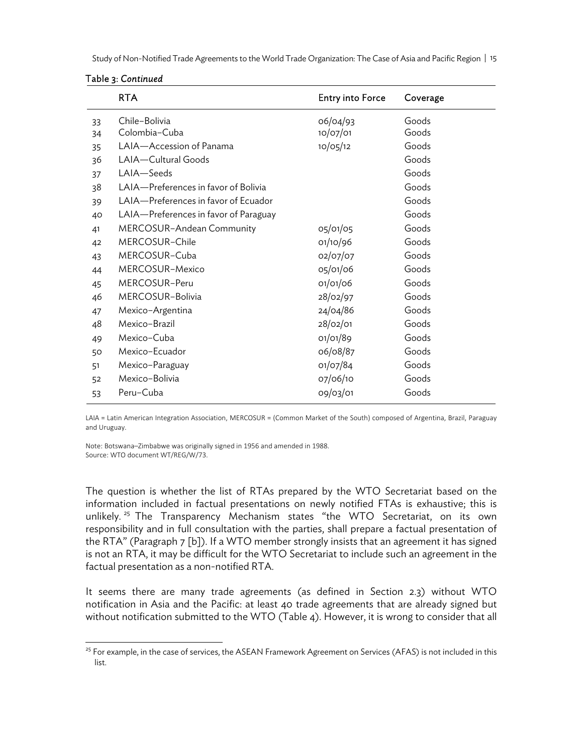Table 3: *Continued*

| | RTA | Entry into Force | Coverage |
|---|---|---|---|
| 33 | Chile–Bolivia | 06/04/93 | Goods |
| 34 | Colombia–Cuba | 10/07/01 | Goods |
| 35 | LAIA—Accession of Panama | 10/05/12 | Goods |
| 36 | LAIA—Cultural Goods | | Goods |
| 37 | LAIA—Seeds | | Goods |
| 38 | LAIA—Preferences in favor of Bolivia | | Goods |
| 39 | LAIA—Preferences in favor of Ecuador | | Goods |
| 40 | LAIA—Preferences in favor of Paraguay | | Goods |
| 41 | MERCOSUR–Andean Community | 05/01/05 | Goods |
| 42 | MERCOSUR–Chile | 01/10/96 | Goods |
| 43 | MERCOSUR–Cuba | 02/07/07 | Goods |
| 44 | MERCOSUR–Mexico | 05/01/06 | Goods |
| 45 | MERCOSUR–Peru | 01/01/06 | Goods |
| 46 | MERCOSUR–Bolivia | 28/02/97 | Goods |
| 47 | Mexico–Argentina | 24/04/86 | Goods |
| 48 | Mexico–Brazil | 28/02/01 | Goods |
| 49 | Mexico–Cuba | 01/01/89 | Goods |
| 50 | Mexico–Ecuador | 06/08/87 | Goods |
| 51 | Mexico–Paraguay | 01/07/84 | Goods |
| 52 | Mexico–Bolivia | 07/06/10 | Goods |
| 53 | Peru–Cuba | 09/03/01 | Goods |

LAIA = Latin American Integration Association, MERCOSUR = (Common Market of the South) composed of Argentina, Brazil, Paraguay and Uruguay.

Note: Botswana–Zimbabwe was originally signed in 1956 and amended in 1988.
Source: WTO document WT/REG/W/73.

The question is whether the list of RTAs prepared by the WTO Secretariat based on the information included in factual presentations on newly notified FTAs is exhaustive; this is unlikely.[25] The Transparency Mechanism states "the WTO Secretariat, on its own responsibility and in full consultation with the parties, shall prepare a factual presentation of the RTA" (Paragraph 7 [b]). If a WTO member strongly insists that an agreement it has signed is not an RTA, it may be difficult for the WTO Secretariat to include such an agreement in the factual presentation as a non-notified RTA.

It seems there are many trade agreements (as defined in Section 2.3) without WTO notification in Asia and the Pacific: at least 40 trade agreements that are already signed but without notification submitted to the WTO (Table 4). However, it is wrong to consider that all

[25] For example, in the case of services, the ASEAN Framework Agreement on Services (AFAS) is not included in this list.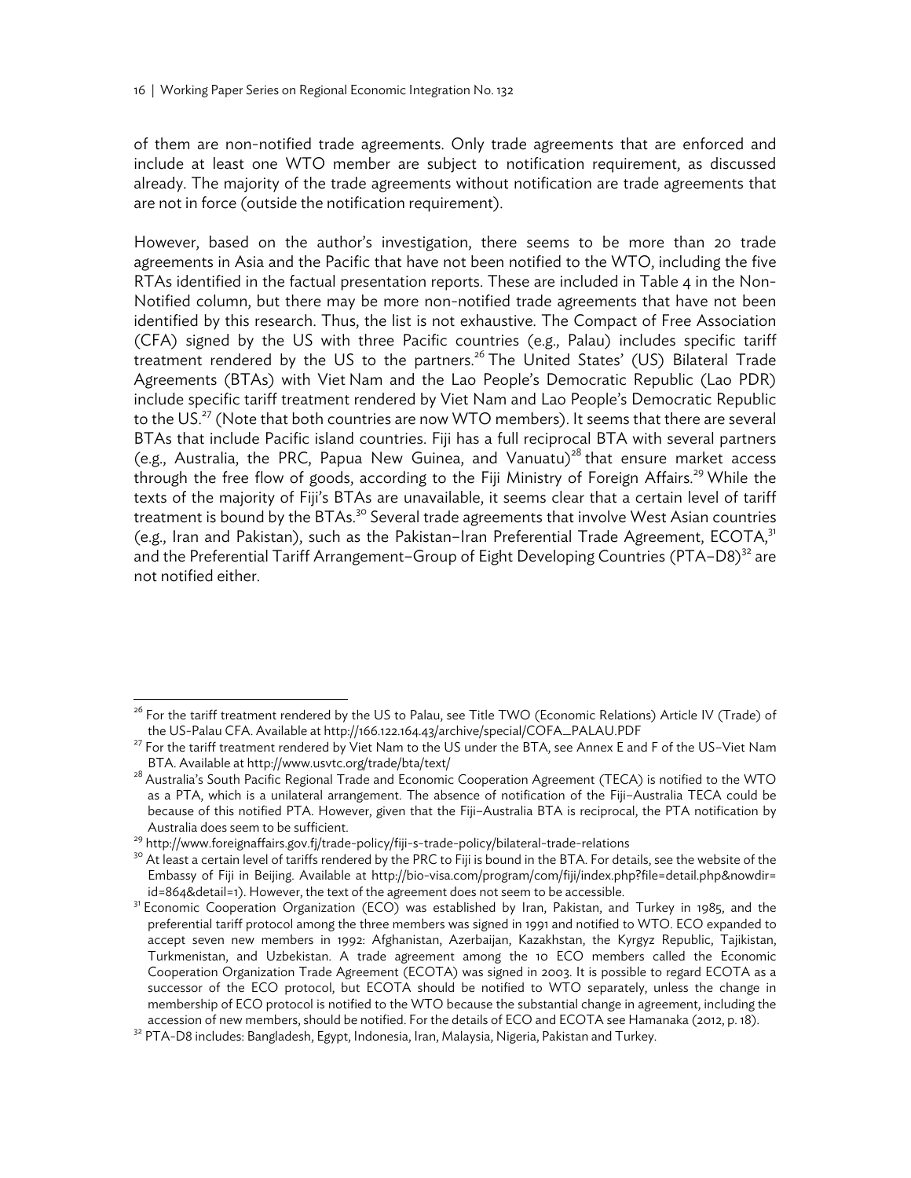of them are non-notified trade agreements. Only trade agreements that are enforced and include at least one WTO member are subject to notification requirement, as discussed already. The majority of the trade agreements without notification are trade agreements that are not in force (outside the notification requirement).

However, based on the author's investigation, there seems to be more than 20 trade agreements in Asia and the Pacific that have not been notified to the WTO, including the five RTAs identified in the factual presentation reports. These are included in Table 4 in the Non-Notified column, but there may be more non-notified trade agreements that have not been identified by this research. Thus, the list is not exhaustive. The Compact of Free Association (CFA) signed by the US with three Pacific countries (e.g., Palau) includes specific tariff treatment rendered by the US to the partners.[26] The United States' (US) Bilateral Trade Agreements (BTAs) with Viet Nam and the Lao People's Democratic Republic (Lao PDR) include specific tariff treatment rendered by Viet Nam and Lao People's Democratic Republic to the US.[27] (Note that both countries are now WTO members). It seems that there are several BTAs that include Pacific island countries. Fiji has a full reciprocal BTA with several partners (e.g., Australia, the PRC, Papua New Guinea, and Vanuatu)[28] that ensure market access through the free flow of goods, according to the Fiji Ministry of Foreign Affairs.[29] While the texts of the majority of Fiji's BTAs are unavailable, it seems clear that a certain level of tariff treatment is bound by the BTAs.[30] Several trade agreements that involve West Asian countries (e.g., Iran and Pakistan), such as the Pakistan–Iran Preferential Trade Agreement, ECOTA,[31] and the Preferential Tariff Arrangement–Group of Eight Developing Countries (PTA–D8)[32] are not notified either.

---

[26] For the tariff treatment rendered by the US to Palau, see Title TWO (Economic Relations) Article IV (Trade) of the US-Palau CFA. Available at http://166.122.164.43/archive/special/COFA_PALAU.PDF

[27] For the tariff treatment rendered by Viet Nam to the US under the BTA, see Annex E and F of the US–Viet Nam BTA. Available at http://www.usvtc.org/trade/bta/text/

[28] Australia's South Pacific Regional Trade and Economic Cooperation Agreement (TECA) is notified to the WTO as a PTA, which is a unilateral arrangement. The absence of notification of the Fiji–Australia TECA could be because of this notified PTA. However, given that the Fiji–Australia BTA is reciprocal, the PTA notification by Australia does seem to be sufficient.

[29] http://www.foreignaffairs.gov.fj/trade-policy/fiji-s-trade-policy/bilateral-trade-relations

[30] At least a certain level of tariffs rendered by the PRC to Fiji is bound in the BTA. For details, see the website of the Embassy of Fiji in Beijing. Available at http://bio-visa.com/program/com/fiji/index.php?file=detail.php&nowdir=id=864&detail=1). However, the text of the agreement does not seem to be accessible.

[31] Economic Cooperation Organization (ECO) was established by Iran, Pakistan, and Turkey in 1985, and the preferential tariff protocol among the three members was signed in 1991 and notified to WTO. ECO expanded to accept seven new members in 1992: Afghanistan, Azerbaijan, Kazakhstan, the Kyrgyz Republic, Tajikistan, Turkmenistan, and Uzbekistan. A trade agreement among the 10 ECO members called the Economic Cooperation Organization Trade Agreement (ECOTA) was signed in 2003. It is possible to regard ECOTA as a successor of the ECO protocol, but ECOTA should be notified to WTO separately, unless the change in membership of ECO protocol is notified to the WTO because the substantial change in agreement, including the accession of new members, should be notified. For the details of ECO and ECOTA see Hamanaka (2012, p. 18).

[32] PTA-D8 includes: Bangladesh, Egypt, Indonesia, Iran, Malaysia, Nigeria, Pakistan and Turkey.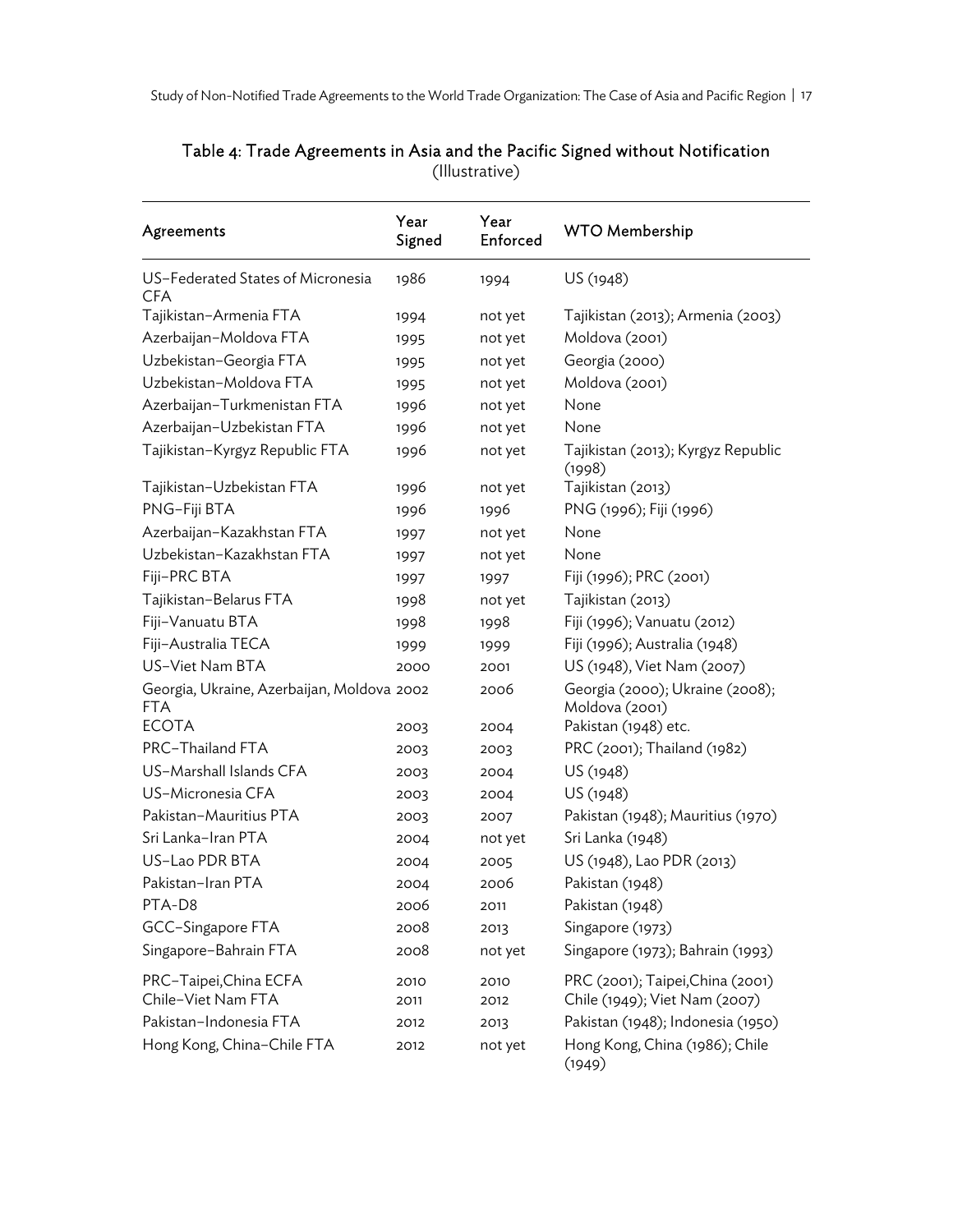Table 4: Trade Agreements in Asia and the Pacific Signed without Notification
(Illustrative)

| Agreements | Year Signed | Year Enforced | WTO Membership |
|---|---|---|---|
| US–Federated States of Micronesia CFA | 1986 | 1994 | US (1948) |
| Tajikistan–Armenia FTA | 1994 | not yet | Tajikistan (2013); Armenia (2003) |
| Azerbaijan–Moldova FTA | 1995 | not yet | Moldova (2001) |
| Uzbekistan–Georgia FTA | 1995 | not yet | Georgia (2000) |
| Uzbekistan–Moldova FTA | 1995 | not yet | Moldova (2001) |
| Azerbaijan–Turkmenistan FTA | 1996 | not yet | None |
| Azerbaijan–Uzbekistan FTA | 1996 | not yet | None |
| Tajikistan–Kyrgyz Republic FTA | 1996 | not yet | Tajikistan (2013); Kyrgyz Republic (1998) |
| Tajikistan–Uzbekistan FTA | 1996 | not yet | Tajikistan (2013) |
| PNG–Fiji BTA | 1996 | 1996 | PNG (1996); Fiji (1996) |
| Azerbaijan–Kazakhstan FTA | 1997 | not yet | None |
| Uzbekistan–Kazakhstan FTA | 1997 | not yet | None |
| Fiji–PRC BTA | 1997 | 1997 | Fiji (1996); PRC (2001) |
| Tajikistan–Belarus FTA | 1998 | not yet | Tajikistan (2013) |
| Fiji–Vanuatu BTA | 1998 | 1998 | Fiji (1996); Vanuatu (2012) |
| Fiji–Australia TECA | 1999 | 1999 | Fiji (1996); Australia (1948) |
| US–Viet Nam BTA | 2000 | 2001 | US (1948), Viet Nam (2007) |
| Georgia, Ukraine, Azerbaijan, Moldova FTA | 2002 | 2006 | Georgia (2000); Ukraine (2008); Moldova (2001) |
| ECOTA | 2003 | 2004 | Pakistan (1948) etc. |
| PRC–Thailand FTA | 2003 | 2003 | PRC (2001); Thailand (1982) |
| US–Marshall Islands CFA | 2003 | 2004 | US (1948) |
| US–Micronesia CFA | 2003 | 2004 | US (1948) |
| Pakistan–Mauritius PTA | 2003 | 2007 | Pakistan (1948); Mauritius (1970) |
| Sri Lanka–Iran PTA | 2004 | not yet | Sri Lanka (1948) |
| US–Lao PDR BTA | 2004 | 2005 | US (1948), Lao PDR (2013) |
| Pakistan–Iran PTA | 2004 | 2006 | Pakistan (1948) |
| PTA-D8 | 2006 | 2011 | Pakistan (1948) |
| GCC–Singapore FTA | 2008 | 2013 | Singapore (1973) |
| Singapore–Bahrain FTA | 2008 | not yet | Singapore (1973); Bahrain (1993) |
| PRC–Taipei,China ECFA | 2010 | 2010 | PRC (2001); Taipei,China (2001) |
| Chile–Viet Nam FTA | 2011 | 2012 | Chile (1949); Viet Nam (2007) |
| Pakistan–Indonesia FTA | 2012 | 2013 | Pakistan (1948); Indonesia (1950) |
| Hong Kong, China–Chile FTA | 2012 | not yet | Hong Kong, China (1986); Chile (1949) |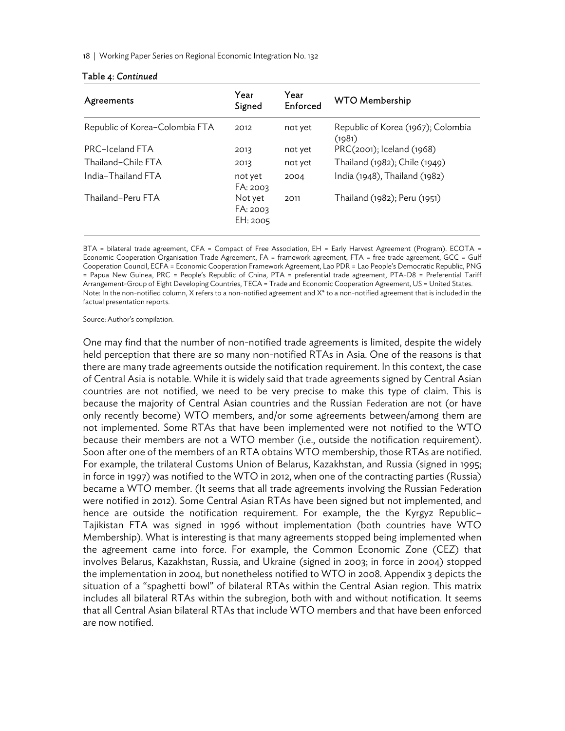Table 4: *Continued*

| Agreements | Year Signed | Year Enforced | WTO Membership |
|---|---|---|---|
| Republic of Korea–Colombia FTA | 2012 | not yet | Republic of Korea (1967); Colombia (1981) |
| PRC–Iceland FTA | 2013 | not yet | PRC(2001); Iceland (1968) |
| Thailand–Chile FTA | 2013 | not yet | Thailand (1982); Chile (1949) |
| India–Thailand FTA | not yet FA: 2003 | 2004 | India (1948), Thailand (1982) |
| Thailand–Peru FTA | Not yet FA: 2003 EH: 2005 | 2011 | Thailand (1982); Peru (1951) |

BTA = bilateral trade agreement, CFA = Compact of Free Association, EH = Early Harvest Agreement (Program). ECOTA = Economic Cooperation Organisation Trade Agreement, FA = framework agreement, FTA = free trade agreement, GCC = Gulf Cooperation Council, ECFA = Economic Cooperation Framework Agreement, Lao PDR = Lao People's Democratic Republic, PNG = Papua New Guinea, PRC = People's Republic of China, PTA = preferential trade agreement, PTA-D8 = Preferential Tariff Arrangement-Group of Eight Developing Countries, TECA = Trade and Economic Cooperation Agreement, US = United States.
Note: In the non-notified column, X refers to a non-notified agreement and X* to a non-notified agreement that is included in the factual presentation reports.

Source: Author's compilation.

One may find that the number of non-notified trade agreements is limited, despite the widely held perception that there are so many non-notified RTAs in Asia. One of the reasons is that there are many trade agreements outside the notification requirement. In this context, the case of Central Asia is notable. While it is widely said that trade agreements signed by Central Asian countries are not notified, we need to be very precise to make this type of claim. This is because the majority of Central Asian countries and the Russian Federation are not (or have only recently become) WTO members, and/or some agreements between/among them are not implemented. Some RTAs that have been implemented were not notified to the WTO because their members are not a WTO member (i.e., outside the notification requirement). Soon after one of the members of an RTA obtains WTO membership, those RTAs are notified. For example, the trilateral Customs Union of Belarus, Kazakhstan, and Russia (signed in 1995; in force in 1997) was notified to the WTO in 2012, when one of the contracting parties (Russia) became a WTO member. (It seems that all trade agreements involving the Russian Federation were notified in 2012). Some Central Asian RTAs have been signed but not implemented, and hence are outside the notification requirement. For example, the the Kyrgyz Republic–Tajikistan FTA was signed in 1996 without implementation (both countries have WTO Membership). What is interesting is that many agreements stopped being implemented when the agreement came into force. For example, the Common Economic Zone (CEZ) that involves Belarus, Kazakhstan, Russia, and Ukraine (signed in 2003; in force in 2004) stopped the implementation in 2004, but nonetheless notified to WTO in 2008. Appendix 3 depicts the situation of a "spaghetti bowl" of bilateral RTAs within the Central Asian region. This matrix includes all bilateral RTAs within the subregion, both with and without notification. It seems that all Central Asian bilateral RTAs that include WTO members and that have been enforced are now notified.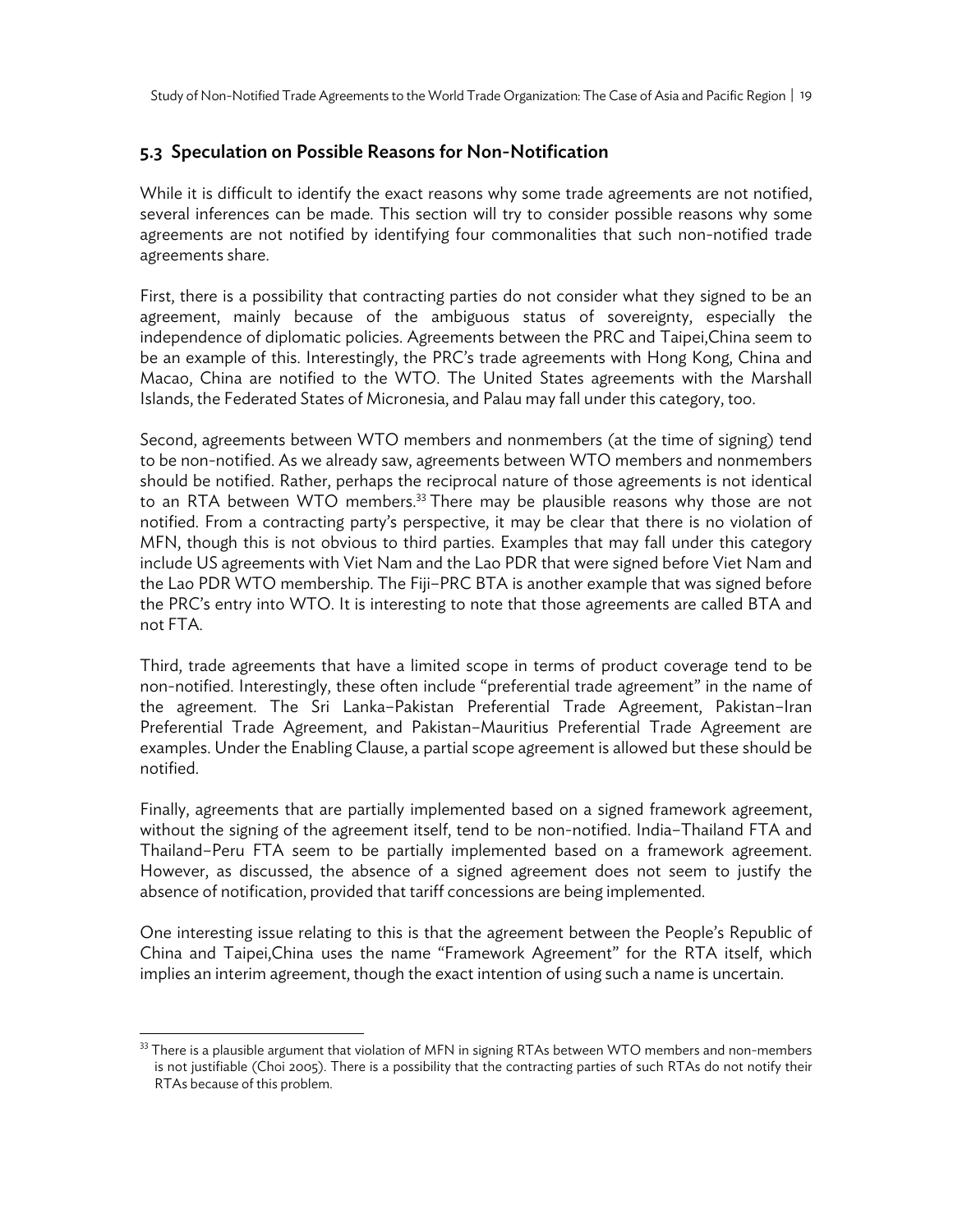## 5.3 Speculation on Possible Reasons for Non-Notification

While it is difficult to identify the exact reasons why some trade agreements are not notified, several inferences can be made. This section will try to consider possible reasons why some agreements are not notified by identifying four commonalities that such non-notified trade agreements share.

First, there is a possibility that contracting parties do not consider what they signed to be an agreement, mainly because of the ambiguous status of sovereignty, especially the independence of diplomatic policies. Agreements between the PRC and Taipei,China seem to be an example of this. Interestingly, the PRC's trade agreements with Hong Kong, China and Macao, China are notified to the WTO. The United States agreements with the Marshall Islands, the Federated States of Micronesia, and Palau may fall under this category, too.

Second, agreements between WTO members and nonmembers (at the time of signing) tend to be non-notified. As we already saw, agreements between WTO members and nonmembers should be notified. Rather, perhaps the reciprocal nature of those agreements is not identical to an RTA between WTO members.[33] There may be plausible reasons why those are not notified. From a contracting party's perspective, it may be clear that there is no violation of MFN, though this is not obvious to third parties. Examples that may fall under this category include US agreements with Viet Nam and the Lao PDR that were signed before Viet Nam and the Lao PDR WTO membership. The Fiji–PRC BTA is another example that was signed before the PRC's entry into WTO. It is interesting to note that those agreements are called BTA and not FTA.

Third, trade agreements that have a limited scope in terms of product coverage tend to be non-notified. Interestingly, these often include "preferential trade agreement" in the name of the agreement. The Sri Lanka–Pakistan Preferential Trade Agreement, Pakistan–Iran Preferential Trade Agreement, and Pakistan–Mauritius Preferential Trade Agreement are examples. Under the Enabling Clause, a partial scope agreement is allowed but these should be notified.

Finally, agreements that are partially implemented based on a signed framework agreement, without the signing of the agreement itself, tend to be non-notified. India–Thailand FTA and Thailand–Peru FTA seem to be partially implemented based on a framework agreement. However, as discussed, the absence of a signed agreement does not seem to justify the absence of notification, provided that tariff concessions are being implemented.

One interesting issue relating to this is that the agreement between the People's Republic of China and Taipei,China uses the name "Framework Agreement" for the RTA itself, which implies an interim agreement, though the exact intention of using such a name is uncertain.

---

[33] There is a plausible argument that violation of MFN in signing RTAs between WTO members and non-members is not justifiable (Choi 2005). There is a possibility that the contracting parties of such RTAs do not notify their RTAs because of this problem.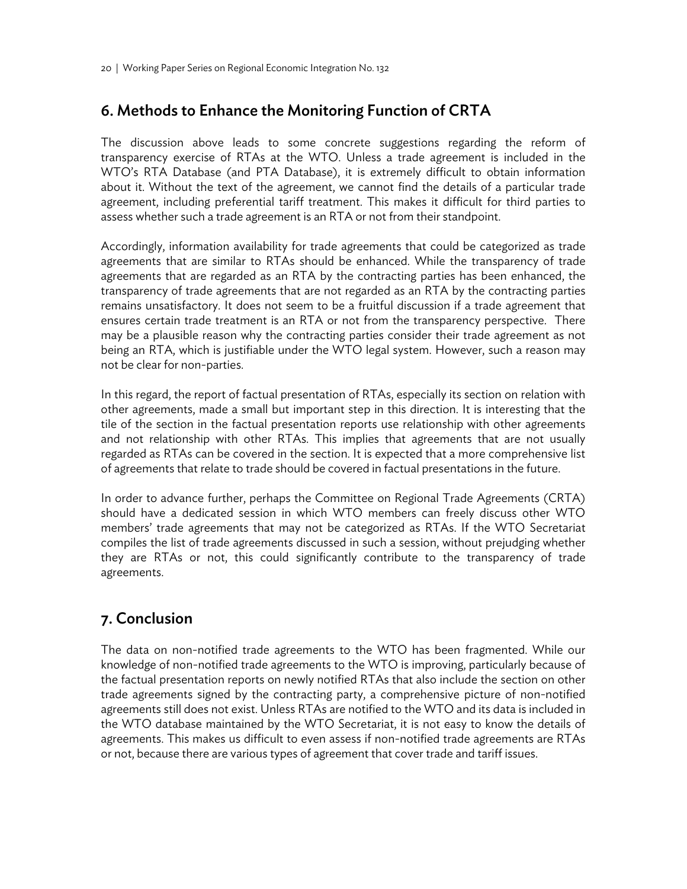## 6. Methods to Enhance the Monitoring Function of CRTA

The discussion above leads to some concrete suggestions regarding the reform of transparency exercise of RTAs at the WTO. Unless a trade agreement is included in the WTO's RTA Database (and PTA Database), it is extremely difficult to obtain information about it. Without the text of the agreement, we cannot find the details of a particular trade agreement, including preferential tariff treatment. This makes it difficult for third parties to assess whether such a trade agreement is an RTA or not from their standpoint.

Accordingly, information availability for trade agreements that could be categorized as trade agreements that are similar to RTAs should be enhanced. While the transparency of trade agreements that are regarded as an RTA by the contracting parties has been enhanced, the transparency of trade agreements that are not regarded as an RTA by the contracting parties remains unsatisfactory. It does not seem to be a fruitful discussion if a trade agreement that ensures certain trade treatment is an RTA or not from the transparency perspective. There may be a plausible reason why the contracting parties consider their trade agreement as not being an RTA, which is justifiable under the WTO legal system. However, such a reason may not be clear for non-parties.

In this regard, the report of factual presentation of RTAs, especially its section on relation with other agreements, made a small but important step in this direction. It is interesting that the tile of the section in the factual presentation reports use relationship with other agreements and not relationship with other RTAs. This implies that agreements that are not usually regarded as RTAs can be covered in the section. It is expected that a more comprehensive list of agreements that relate to trade should be covered in factual presentations in the future.

In order to advance further, perhaps the Committee on Regional Trade Agreements (CRTA) should have a dedicated session in which WTO members can freely discuss other WTO members' trade agreements that may not be categorized as RTAs. If the WTO Secretariat compiles the list of trade agreements discussed in such a session, without prejudging whether they are RTAs or not, this could significantly contribute to the transparency of trade agreements.

## 7. Conclusion

The data on non-notified trade agreements to the WTO has been fragmented. While our knowledge of non-notified trade agreements to the WTO is improving, particularly because of the factual presentation reports on newly notified RTAs that also include the section on other trade agreements signed by the contracting party, a comprehensive picture of non-notified agreements still does not exist. Unless RTAs are notified to the WTO and its data is included in the WTO database maintained by the WTO Secretariat, it is not easy to know the details of agreements. This makes us difficult to even assess if non-notified trade agreements are RTAs or not, because there are various types of agreement that cover trade and tariff issues.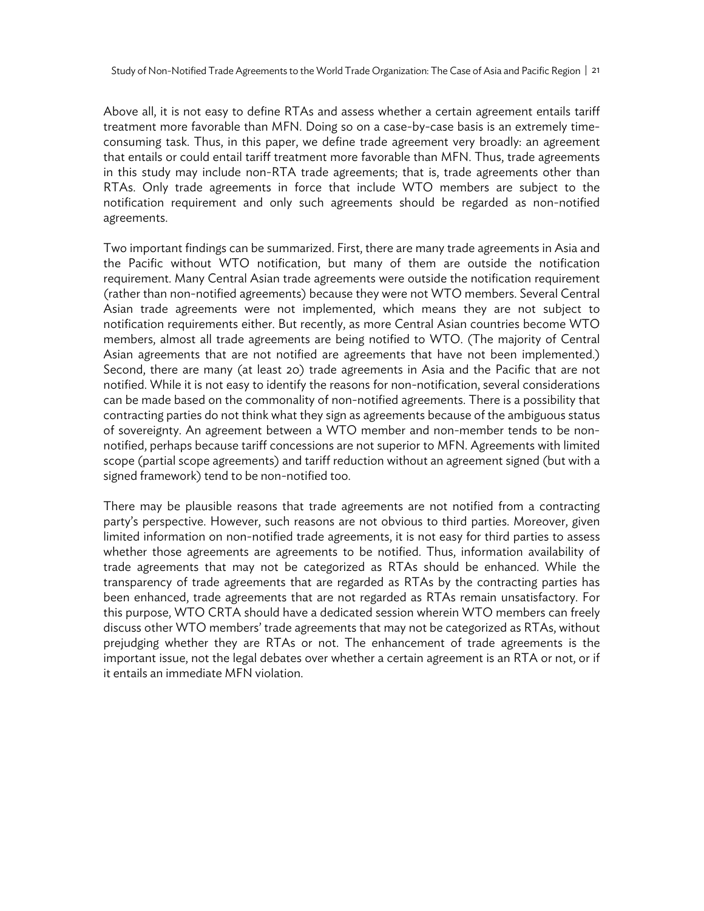Above all, it is not easy to define RTAs and assess whether a certain agreement entails tariff treatment more favorable than MFN. Doing so on a case-by-case basis is an extremely time-consuming task. Thus, in this paper, we define trade agreement very broadly: an agreement that entails or could entail tariff treatment more favorable than MFN. Thus, trade agreements in this study may include non-RTA trade agreements; that is, trade agreements other than RTAs. Only trade agreements in force that include WTO members are subject to the notification requirement and only such agreements should be regarded as non-notified agreements.

Two important findings can be summarized. First, there are many trade agreements in Asia and the Pacific without WTO notification, but many of them are outside the notification requirement. Many Central Asian trade agreements were outside the notification requirement (rather than non-notified agreements) because they were not WTO members. Several Central Asian trade agreements were not implemented, which means they are not subject to notification requirements either. But recently, as more Central Asian countries become WTO members, almost all trade agreements are being notified to WTO. (The majority of Central Asian agreements that are not notified are agreements that have not been implemented.) Second, there are many (at least 20) trade agreements in Asia and the Pacific that are not notified. While it is not easy to identify the reasons for non-notification, several considerations can be made based on the commonality of non-notified agreements. There is a possibility that contracting parties do not think what they sign as agreements because of the ambiguous status of sovereignty. An agreement between a WTO member and non-member tends to be non-notified, perhaps because tariff concessions are not superior to MFN. Agreements with limited scope (partial scope agreements) and tariff reduction without an agreement signed (but with a signed framework) tend to be non-notified too.

There may be plausible reasons that trade agreements are not notified from a contracting party's perspective. However, such reasons are not obvious to third parties. Moreover, given limited information on non-notified trade agreements, it is not easy for third parties to assess whether those agreements are agreements to be notified. Thus, information availability of trade agreements that may not be categorized as RTAs should be enhanced. While the transparency of trade agreements that are regarded as RTAs by the contracting parties has been enhanced, trade agreements that are not regarded as RTAs remain unsatisfactory. For this purpose, WTO CRTA should have a dedicated session wherein WTO members can freely discuss other WTO members' trade agreements that may not be categorized as RTAs, without prejudging whether they are RTAs or not. The enhancement of trade agreements is the important issue, not the legal debates over whether a certain agreement is an RTA or not, or if it entails an immediate MFN violation.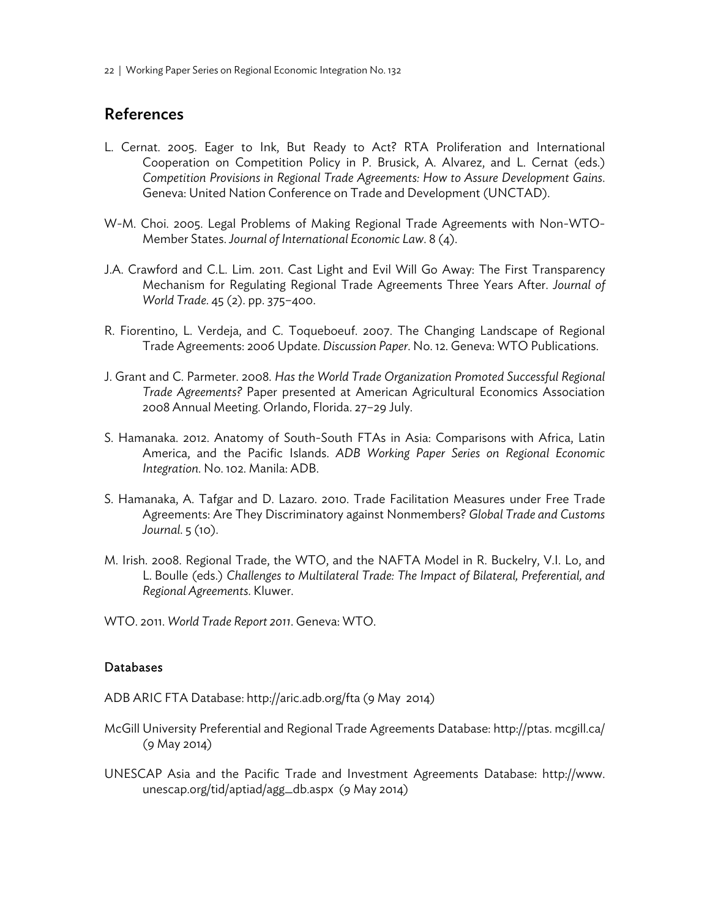## References

L. Cernat. 2005. Eager to Ink, But Ready to Act? RTA Proliferation and International Cooperation on Competition Policy in P. Brusick, A. Alvarez, and L. Cernat (eds.) *Competition Provisions in Regional Trade Agreements: How to Assure Development Gains*. Geneva: United Nation Conference on Trade and Development (UNCTAD).

W-M. Choi. 2005. Legal Problems of Making Regional Trade Agreements with Non-WTO-Member States. *Journal of International Economic Law*. 8 (4).

J.A. Crawford and C.L. Lim. 2011. Cast Light and Evil Will Go Away: The First Transparency Mechanism for Regulating Regional Trade Agreements Three Years After. *Journal of World Trade*. 45 (2). pp. 375–400.

R. Fiorentino, L. Verdeja, and C. Toqueboeuf. 2007. The Changing Landscape of Regional Trade Agreements: 2006 Update. *Discussion Paper*. No. 12. Geneva: WTO Publications.

J. Grant and C. Parmeter. 2008. *Has the World Trade Organization Promoted Successful Regional Trade Agreements?* Paper presented at American Agricultural Economics Association 2008 Annual Meeting. Orlando, Florida. 27–29 July.

S. Hamanaka. 2012. Anatomy of South-South FTAs in Asia: Comparisons with Africa, Latin America, and the Pacific Islands. *ADB Working Paper Series on Regional Economic Integration*. No. 102. Manila: ADB.

S. Hamanaka, A. Tafgar and D. Lazaro. 2010. Trade Facilitation Measures under Free Trade Agreements: Are They Discriminatory against Nonmembers? *Global Trade and Customs Journal*. 5 (10).

M. Irish. 2008. Regional Trade, the WTO, and the NAFTA Model in R. Buckelry, V.I. Lo, and L. Boulle (eds.) *Challenges to Multilateral Trade: The Impact of Bilateral, Preferential, and Regional Agreements*. Kluwer.

WTO. 2011. *World Trade Report 2011*. Geneva: WTO.

### Databases

ADB ARIC FTA Database: http://aric.adb.org/fta (9 May 2014)

McGill University Preferential and Regional Trade Agreements Database: http://ptas. mcgill.ca/ (9 May 2014)

UNESCAP Asia and the Pacific Trade and Investment Agreements Database: http://www. unescap.org/tid/aptiad/agg_db.aspx (9 May 2014)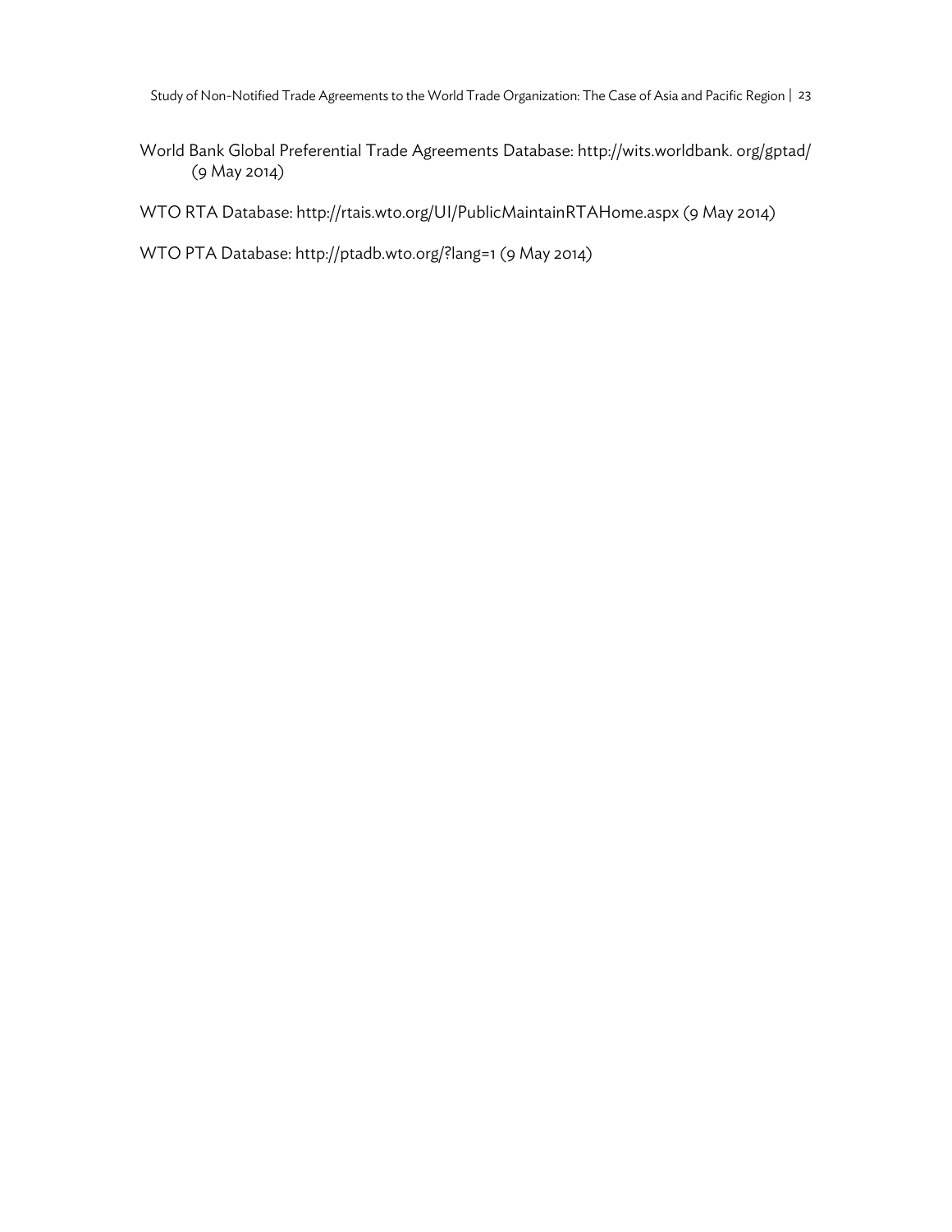World Bank Global Preferential Trade Agreements Database: http://wits.worldbank. org/gptad/ (9 May 2014)

WTO RTA Database: http://rtais.wto.org/UI/PublicMaintainRTAHome.aspx (9 May 2014)

WTO PTA Database: http://ptadb.wto.org/?lang=1 (9 May 2014)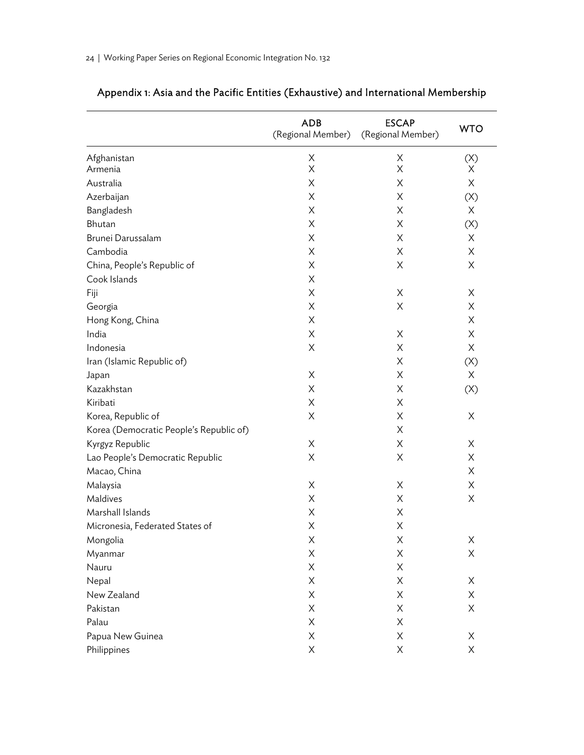## Appendix 1: Asia and the Pacific Entities (Exhaustive) and International Membership

| | ADB (Regional Member) | ESCAP (Regional Member) | WTO |
|---|---|---|---|
| Afghanistan | X | X | (X) |
| Armenia | X | X | X |
| Australia | X | X | X |
| Azerbaijan | X | X | (X) |
| Bangladesh | X | X | X |
| Bhutan | X | X | (X) |
| Brunei Darussalam | X | X | X |
| Cambodia | X | X | X |
| China, People's Republic of | X | X | X |
| Cook Islands | X | | |
| Fiji | X | X | X |
| Georgia | X | X | X |
| Hong Kong, China | X | | X |
| India | X | X | X |
| Indonesia | X | X | X |
| Iran (Islamic Republic of) | | X | (X) |
| Japan | X | X | X |
| Kazakhstan | X | X | (X) |
| Kiribati | X | X | |
| Korea, Republic of | X | X | X |
| Korea (Democratic People's Republic of) | | X | |
| Kyrgyz Republic | X | X | X |
| Lao People's Democratic Republic | X | X | X |
| Macao, China | | | X |
| Malaysia | X | X | X |
| Maldives | X | X | X |
| Marshall Islands | X | X | |
| Micronesia, Federated States of | X | X | |
| Mongolia | X | X | X |
| Myanmar | X | X | X |
| Nauru | X | X | |
| Nepal | X | X | X |
| New Zealand | X | X | X |
| Pakistan | X | X | X |
| Palau | X | X | |
| Papua New Guinea | X | X | X |
| Philippines | X | X | X |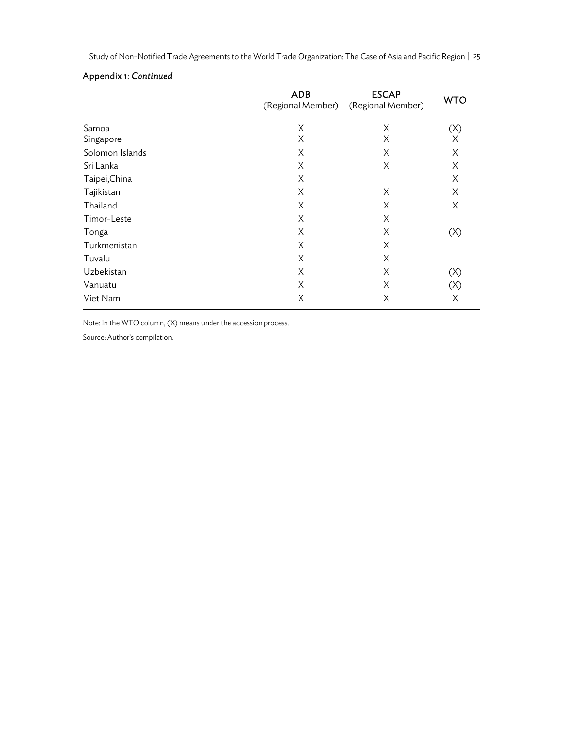Appendix 1: *Continued*

| | ADB (Regional Member) | ESCAP (Regional Member) | WTO |
|---|---|---|---|
| Samoa | X | X | (X) |
| Singapore | X | X | X |
| Solomon Islands | X | X | X |
| Sri Lanka | X | X | X |
| Taipei,China | X | | X |
| Tajikistan | X | X | X |
| Thailand | X | X | X |
| Timor-Leste | X | X | |
| Tonga | X | X | (X) |
| Turkmenistan | X | X | |
| Tuvalu | X | X | |
| Uzbekistan | X | X | (X) |
| Vanuatu | X | X | (X) |
| Viet Nam | X | X | X |

Note: In the WTO column, (X) means under the accession process.

Source: Author's compilation.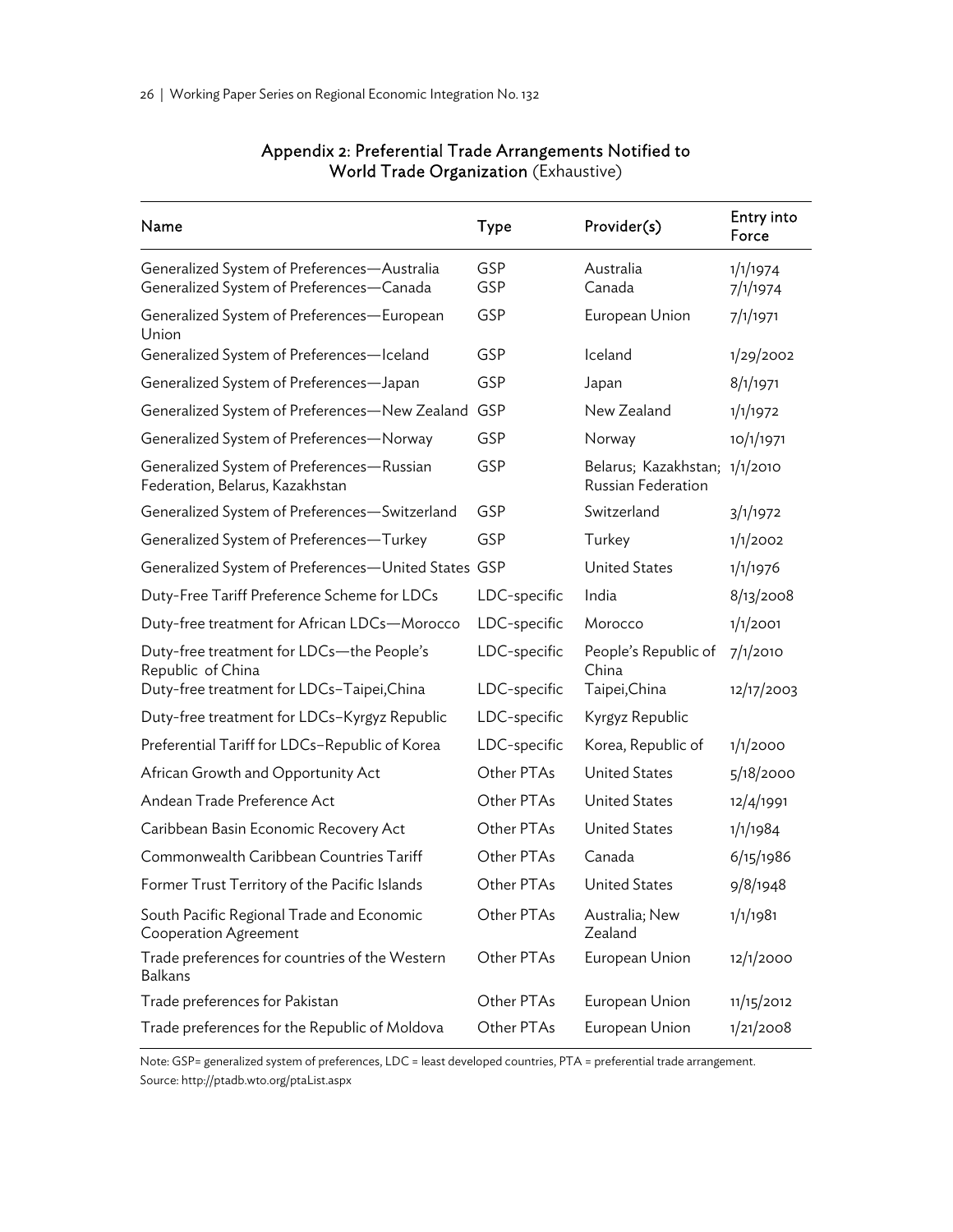## Appendix 2: Preferential Trade Arrangements Notified to World Trade Organization (Exhaustive)

| Name | Type | Provider(s) | Entry into Force |
|---|---|---|---|
| Generalized System of Preferences—Australia | GSP | Australia | 1/1/1974 |
| Generalized System of Preferences—Canada | GSP | Canada | 7/1/1974 |
| Generalized System of Preferences—European Union | GSP | European Union | 7/1/1971 |
| Generalized System of Preferences—Iceland | GSP | Iceland | 1/29/2002 |
| Generalized System of Preferences—Japan | GSP | Japan | 8/1/1971 |
| Generalized System of Preferences—New Zealand | GSP | New Zealand | 1/1/1972 |
| Generalized System of Preferences—Norway | GSP | Norway | 10/1/1971 |
| Generalized System of Preferences—Russian Federation, Belarus, Kazakhstan | GSP | Belarus; Kazakhstan; Russian Federation | 1/1/2010 |
| Generalized System of Preferences—Switzerland | GSP | Switzerland | 3/1/1972 |
| Generalized System of Preferences—Turkey | GSP | Turkey | 1/1/2002 |
| Generalized System of Preferences—United States | GSP | United States | 1/1/1976 |
| Duty-Free Tariff Preference Scheme for LDCs | LDC-specific | India | 8/13/2008 |
| Duty-free treatment for African LDCs—Morocco | LDC-specific | Morocco | 1/1/2001 |
| Duty-free treatment for LDCs—the People's Republic of China | LDC-specific | People's Republic of China | 7/1/2010 |
| Duty-free treatment for LDCs–Taipei,China | LDC-specific | Taipei,China | 12/17/2003 |
| Duty-free treatment for LDCs–Kyrgyz Republic | LDC-specific | Kyrgyz Republic | |
| Preferential Tariff for LDCs–Republic of Korea | LDC-specific | Korea, Republic of | 1/1/2000 |
| African Growth and Opportunity Act | Other PTAs | United States | 5/18/2000 |
| Andean Trade Preference Act | Other PTAs | United States | 12/4/1991 |
| Caribbean Basin Economic Recovery Act | Other PTAs | United States | 1/1/1984 |
| Commonwealth Caribbean Countries Tariff | Other PTAs | Canada | 6/15/1986 |
| Former Trust Territory of the Pacific Islands | Other PTAs | United States | 9/8/1948 |
| South Pacific Regional Trade and Economic Cooperation Agreement | Other PTAs | Australia; New Zealand | 1/1/1981 |
| Trade preferences for countries of the Western Balkans | Other PTAs | European Union | 12/1/2000 |
| Trade preferences for Pakistan | Other PTAs | European Union | 11/15/2012 |
| Trade preferences for the Republic of Moldova | Other PTAs | European Union | 1/21/2008 |

Note: GSP= generalized system of preferences, LDC = least developed countries, PTA = preferential trade arrangement.
Source: http://ptadb.wto.org/ptaList.aspx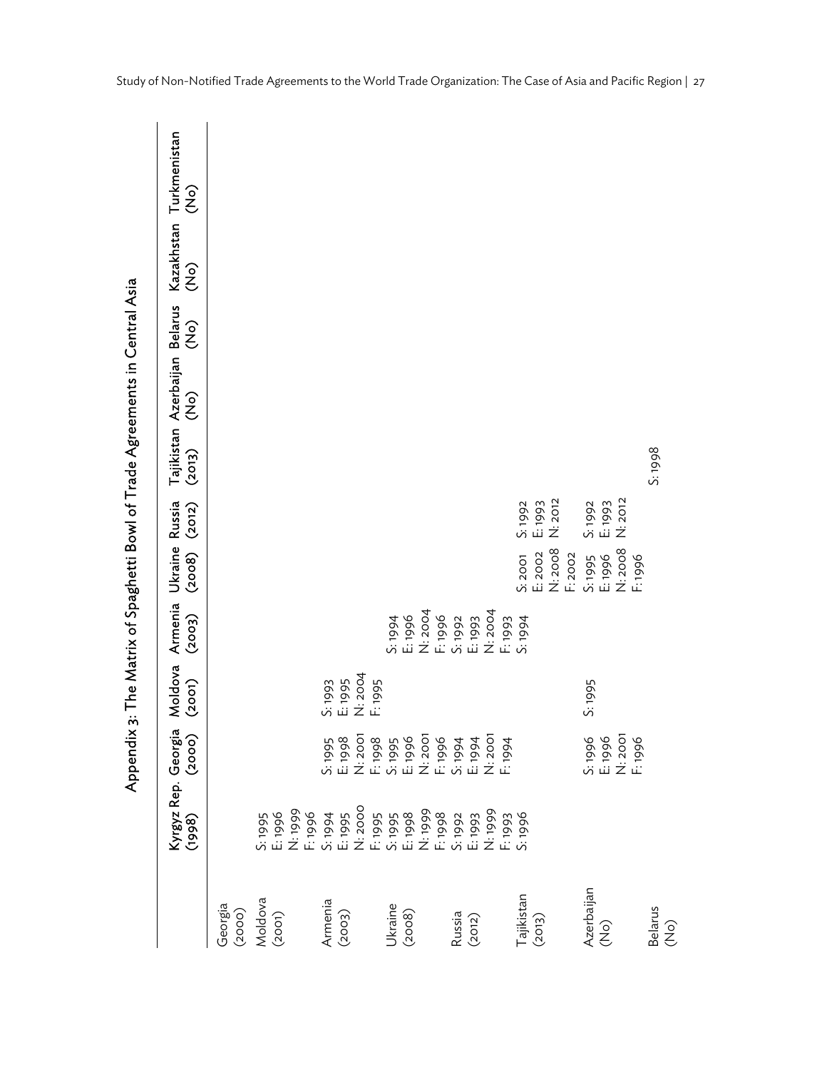# Appendix 3: The Matrix of Spaghetti Bowl of Trade Agreements in Central Asia

| | Kyrgyz Rep. (1998) | Georgia (2000) | Moldova (2001) | Armenia (2003) | Ukraine (2008) | Russia (2012) | Tajikistan (2013) | Azerbaijan (No) | Belarus (No) | Kazakhstan (No) | Turkmenistan (No) |
|---|---|---|---|---|---|---|---|---|---|---|---|
| Georgia (2000) | | | | | | | | | | | |
| Moldova (2001) | S: 1995<br>E: 1996<br>N: 1999<br>F: 1996 | | | | | | | | | | |
| Armenia (2003) | S: 1994<br>E: 1995<br>N: 2000<br>F: 1995 | S: 1995<br>E: 1998<br>N: 2001<br>F: 1998 | S: 1993<br>E: 1995<br>N: 2004<br>F: 1995 | | | | | | | | |
| Ukraine (2008) | S: 1995<br>E: 1998<br>N: 1999<br>F: 1998 | S: 1995<br>E: 1996<br>N: 2001<br>F: 1996 | | S: 1994<br>E: 1996<br>N: 2004<br>F: 1996 | | | | | | | |
| Russia (2012) | S: 1992<br>E: 1993<br>N: 1999<br>F: 1993 | S: 1994<br>E: 1994<br>N: 2001<br>F: 1994 | | S: 1992<br>E: 1993<br>N: 2004<br>F: 1993 | | | | | | | |
| Tajikistan (2013) | S: 1996 | | | S: 1994 | S: 2001<br>E: 2002<br>N: 2008<br>F: 2002 | S: 1992<br>E: 1993<br>N: 2012 | | | | | |
| Azerbaijan (No) | | S: 1996<br>E: 1996<br>N: 2001<br>F: 1996 | S: 1995 | | S: 1995<br>E: 1996<br>N: 2008<br>F: 1996 | S: 1992<br>E: 1993<br>N: 2012 | | | | | |
| Belarus (No) | | | | | | | S: 1998 | | | | |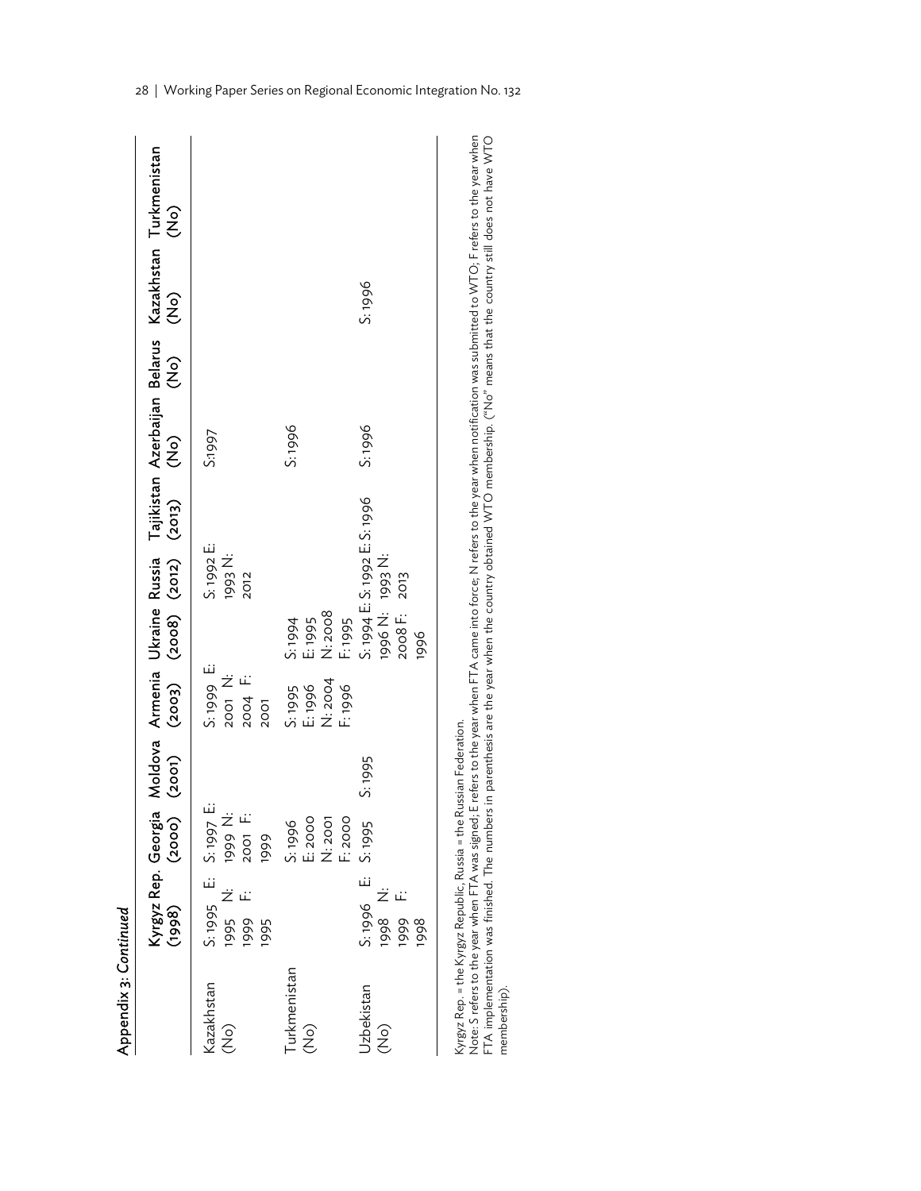Appendix 3: *Continued*

| | Kyrgyz Rep. (1998) | Georgia (2000) | Moldova (2001) | Armenia (2003) | Ukraine (2008) | Russia (2012) | Tajikistan (2013) | Azerbaijan (No) | Belarus (No) | Kazakhstan (No) | Turkmenistan (No) |
|---|---|---|---|---|---|---|---|---|---|---|---|
| Kazakhstan (No) | S: 1995 E: 1995 N: 1999 F: 1995 | S: 1997 E: 1999 N: 2001 F: 1999 | | S: 1999 E: 2001 N: 2004 F: 2001 | | S: 1992 E: 1993 N: 2012 | | S:1997 | | | |
| Turkmenistan (No) | | S: 1996 E: 2000 N: 2001 F: 2000 | | S: 1995 E: 1996 N: 2004 F: 1996 | S: 1994 E: 1995 N: 2008 F: 1995 | | | S: 1996 | | | |
| Uzbekistan (No) | S: 1996 E: 1998 N: 1999 F: 1998 | S: 1995 | S: 1995 | | S: 1994 E: 1996 N: 2008 F: 1996 | S: 1992 E: 1993 N: 2013 | S: 1996 | S: 1996 | | S: 1996 | |

Kyrgyz Rep. = the Kyrgyz Republic, Russia = the Russian Federation.
Note: S refers to the year when FTA was signed; E refers to the year when FTA came into force; N refers to the year when notification was submitted to WTO; F refers to the year when FTA implementation was finished. The numbers in parenthesis are the year when the country obtained WTO membership. ("No" means that the country still does not have WTO membership).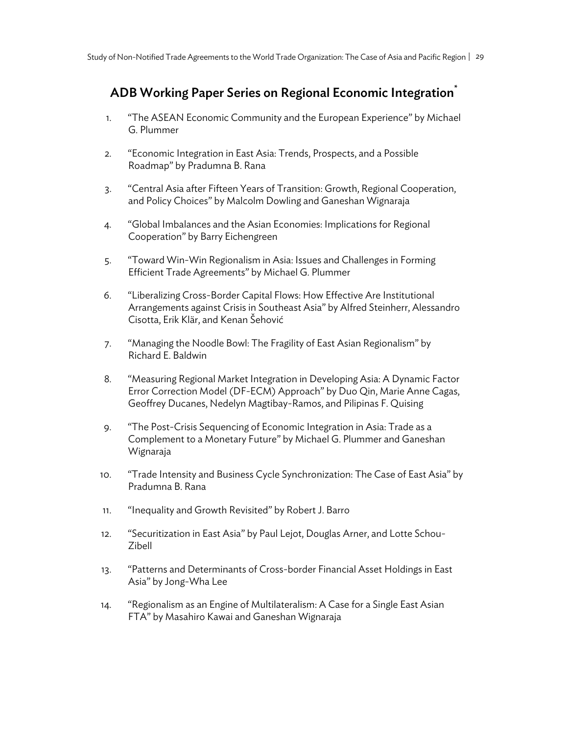## ADB Working Paper Series on Regional Economic Integration*

1. "The ASEAN Economic Community and the European Experience" by Michael G. Plummer

2. "Economic Integration in East Asia: Trends, Prospects, and a Possible Roadmap" by Pradumna B. Rana

3. "Central Asia after Fifteen Years of Transition: Growth, Regional Cooperation, and Policy Choices" by Malcolm Dowling and Ganeshan Wignaraja

4. "Global Imbalances and the Asian Economies: Implications for Regional Cooperation" by Barry Eichengreen

5. "Toward Win-Win Regionalism in Asia: Issues and Challenges in Forming Efficient Trade Agreements" by Michael G. Plummer

6. "Liberalizing Cross-Border Capital Flows: How Effective Are Institutional Arrangements against Crisis in Southeast Asia" by Alfred Steinherr, Alessandro Cisotta, Erik Klär, and Kenan Šehović

7. "Managing the Noodle Bowl: The Fragility of East Asian Regionalism" by Richard E. Baldwin

8. "Measuring Regional Market Integration in Developing Asia: A Dynamic Factor Error Correction Model (DF-ECM) Approach" by Duo Qin, Marie Anne Cagas, Geoffrey Ducanes, Nedelyn Magtibay-Ramos, and Pilipinas F. Quising

9. "The Post-Crisis Sequencing of Economic Integration in Asia: Trade as a Complement to a Monetary Future" by Michael G. Plummer and Ganeshan Wignaraja

10. "Trade Intensity and Business Cycle Synchronization: The Case of East Asia" by Pradumna B. Rana

11. "Inequality and Growth Revisited" by Robert J. Barro

12. "Securitization in East Asia" by Paul Lejot, Douglas Arner, and Lotte Schou-Zibell

13. "Patterns and Determinants of Cross-border Financial Asset Holdings in East Asia" by Jong-Wha Lee

14. "Regionalism as an Engine of Multilateralism: A Case for a Single East Asian FTA" by Masahiro Kawai and Ganeshan Wignaraja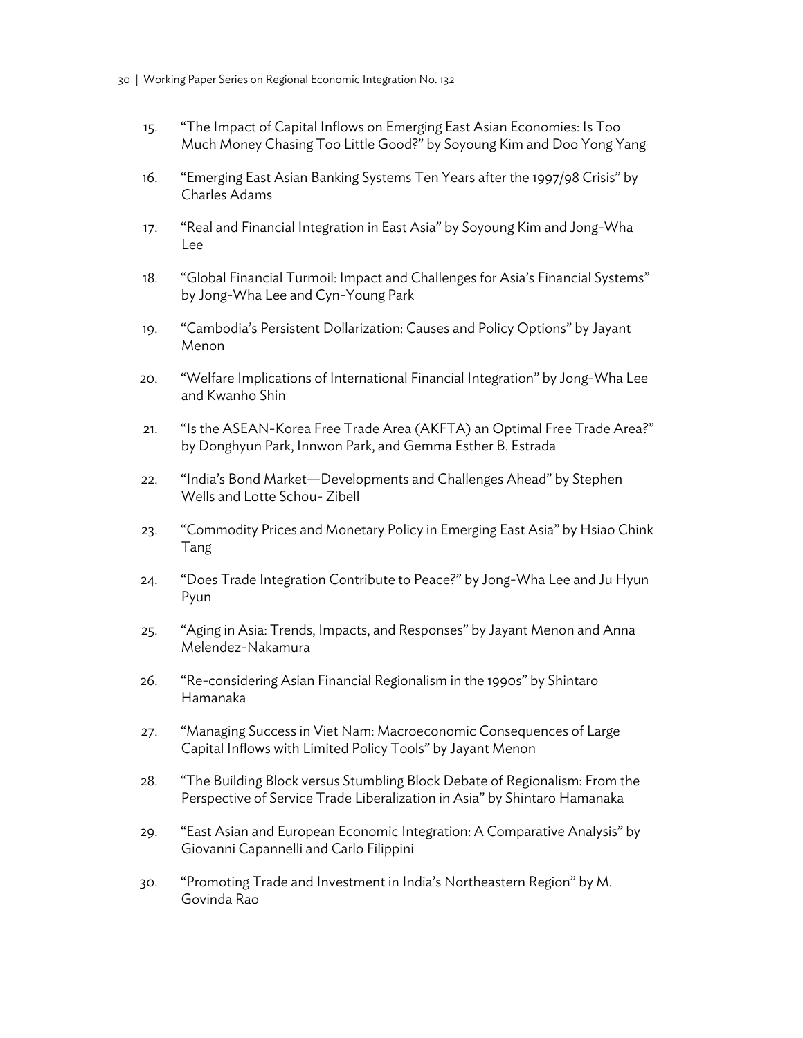15. "The Impact of Capital Inflows on Emerging East Asian Economies: Is Too Much Money Chasing Too Little Good?" by Soyoung Kim and Doo Yong Yang

16. "Emerging East Asian Banking Systems Ten Years after the 1997/98 Crisis" by Charles Adams

17. "Real and Financial Integration in East Asia" by Soyoung Kim and Jong-Wha Lee

18. "Global Financial Turmoil: Impact and Challenges for Asia's Financial Systems" by Jong-Wha Lee and Cyn-Young Park

19. "Cambodia's Persistent Dollarization: Causes and Policy Options" by Jayant Menon

20. "Welfare Implications of International Financial Integration" by Jong-Wha Lee and Kwanho Shin

21. "Is the ASEAN-Korea Free Trade Area (AKFTA) an Optimal Free Trade Area?" by Donghyun Park, Innwon Park, and Gemma Esther B. Estrada

22. "India's Bond Market—Developments and Challenges Ahead" by Stephen Wells and Lotte Schou- Zibell

23. "Commodity Prices and Monetary Policy in Emerging East Asia" by Hsiao Chink Tang

24. "Does Trade Integration Contribute to Peace?" by Jong-Wha Lee and Ju Hyun Pyun

25. "Aging in Asia: Trends, Impacts, and Responses" by Jayant Menon and Anna Melendez-Nakamura

26. "Re-considering Asian Financial Regionalism in the 1990s" by Shintaro Hamanaka

27. "Managing Success in Viet Nam: Macroeconomic Consequences of Large Capital Inflows with Limited Policy Tools" by Jayant Menon

28. "The Building Block versus Stumbling Block Debate of Regionalism: From the Perspective of Service Trade Liberalization in Asia" by Shintaro Hamanaka

29. "East Asian and European Economic Integration: A Comparative Analysis" by Giovanni Capannelli and Carlo Filippini

30. "Promoting Trade and Investment in India's Northeastern Region" by M. Govinda Rao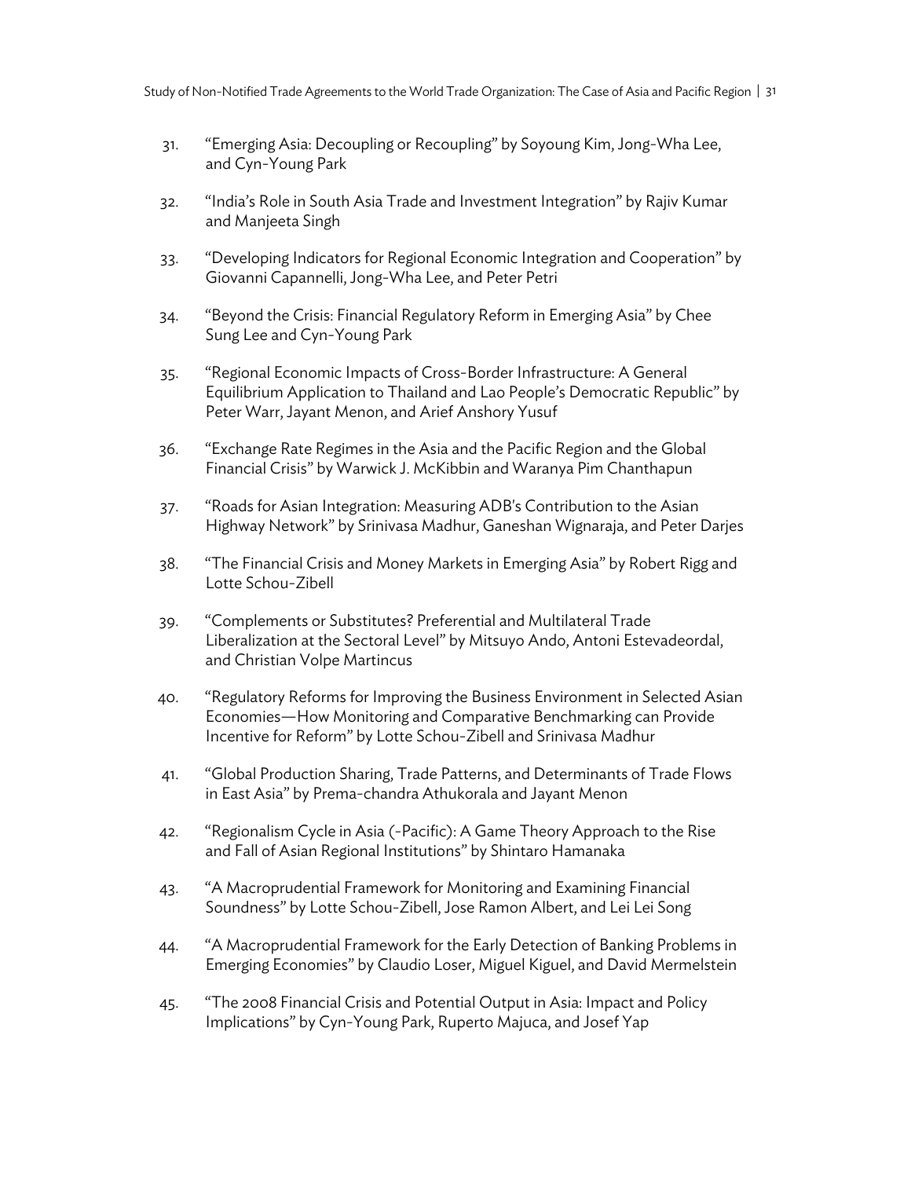31. "Emerging Asia: Decoupling or Recoupling" by Soyoung Kim, Jong-Wha Lee, and Cyn-Young Park

32. "India's Role in South Asia Trade and Investment Integration" by Rajiv Kumar and Manjeeta Singh

33. "Developing Indicators for Regional Economic Integration and Cooperation" by Giovanni Capannelli, Jong-Wha Lee, and Peter Petri

34. "Beyond the Crisis: Financial Regulatory Reform in Emerging Asia" by Chee Sung Lee and Cyn-Young Park

35. "Regional Economic Impacts of Cross-Border Infrastructure: A General Equilibrium Application to Thailand and Lao People's Democratic Republic" by Peter Warr, Jayant Menon, and Arief Anshory Yusuf

36. "Exchange Rate Regimes in the Asia and the Pacific Region and the Global Financial Crisis" by Warwick J. McKibbin and Waranya Pim Chanthapun

37. "Roads for Asian Integration: Measuring ADB's Contribution to the Asian Highway Network" by Srinivasa Madhur, Ganeshan Wignaraja, and Peter Darjes

38. "The Financial Crisis and Money Markets in Emerging Asia" by Robert Rigg and Lotte Schou-Zibell

39. "Complements or Substitutes? Preferential and Multilateral Trade Liberalization at the Sectoral Level" by Mitsuyo Ando, Antoni Estevadeordal, and Christian Volpe Martincus

40. "Regulatory Reforms for Improving the Business Environment in Selected Asian Economies—How Monitoring and Comparative Benchmarking can Provide Incentive for Reform" by Lotte Schou-Zibell and Srinivasa Madhur

41. "Global Production Sharing, Trade Patterns, and Determinants of Trade Flows in East Asia" by Prema-chandra Athukorala and Jayant Menon

42. "Regionalism Cycle in Asia (-Pacific): A Game Theory Approach to the Rise and Fall of Asian Regional Institutions" by Shintaro Hamanaka

43. "A Macroprudential Framework for Monitoring and Examining Financial Soundness" by Lotte Schou-Zibell, Jose Ramon Albert, and Lei Lei Song

44. "A Macroprudential Framework for the Early Detection of Banking Problems in Emerging Economies" by Claudio Loser, Miguel Kiguel, and David Mermelstein

45. "The 2008 Financial Crisis and Potential Output in Asia: Impact and Policy Implications" by Cyn-Young Park, Ruperto Majuca, and Josef Yap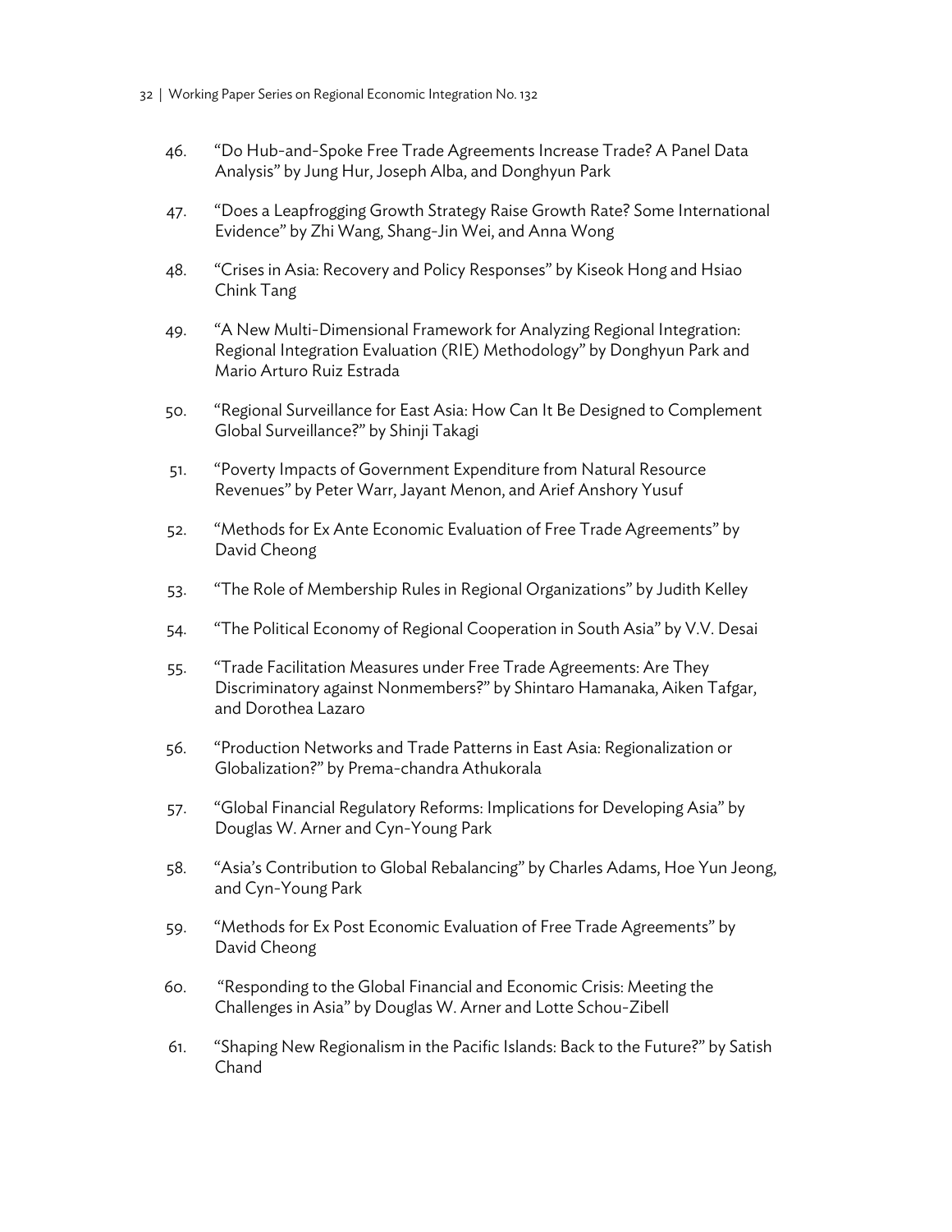46. "Do Hub-and-Spoke Free Trade Agreements Increase Trade? A Panel Data Analysis" by Jung Hur, Joseph Alba, and Donghyun Park

47. "Does a Leapfrogging Growth Strategy Raise Growth Rate? Some International Evidence" by Zhi Wang, Shang-Jin Wei, and Anna Wong

48. "Crises in Asia: Recovery and Policy Responses" by Kiseok Hong and Hsiao Chink Tang

49. "A New Multi-Dimensional Framework for Analyzing Regional Integration: Regional Integration Evaluation (RIE) Methodology" by Donghyun Park and Mario Arturo Ruiz Estrada

50. "Regional Surveillance for East Asia: How Can It Be Designed to Complement Global Surveillance?" by Shinji Takagi

51. "Poverty Impacts of Government Expenditure from Natural Resource Revenues" by Peter Warr, Jayant Menon, and Arief Anshory Yusuf

52. "Methods for Ex Ante Economic Evaluation of Free Trade Agreements" by David Cheong

53. "The Role of Membership Rules in Regional Organizations" by Judith Kelley

54. "The Political Economy of Regional Cooperation in South Asia" by V.V. Desai

55. "Trade Facilitation Measures under Free Trade Agreements: Are They Discriminatory against Nonmembers?" by Shintaro Hamanaka, Aiken Tafgar, and Dorothea Lazaro

56. "Production Networks and Trade Patterns in East Asia: Regionalization or Globalization?" by Prema-chandra Athukorala

57. "Global Financial Regulatory Reforms: Implications for Developing Asia" by Douglas W. Arner and Cyn-Young Park

58. "Asia's Contribution to Global Rebalancing" by Charles Adams, Hoe Yun Jeong, and Cyn-Young Park

59. "Methods for Ex Post Economic Evaluation of Free Trade Agreements" by David Cheong

60. "Responding to the Global Financial and Economic Crisis: Meeting the Challenges in Asia" by Douglas W. Arner and Lotte Schou-Zibell

61. "Shaping New Regionalism in the Pacific Islands: Back to the Future?" by Satish Chand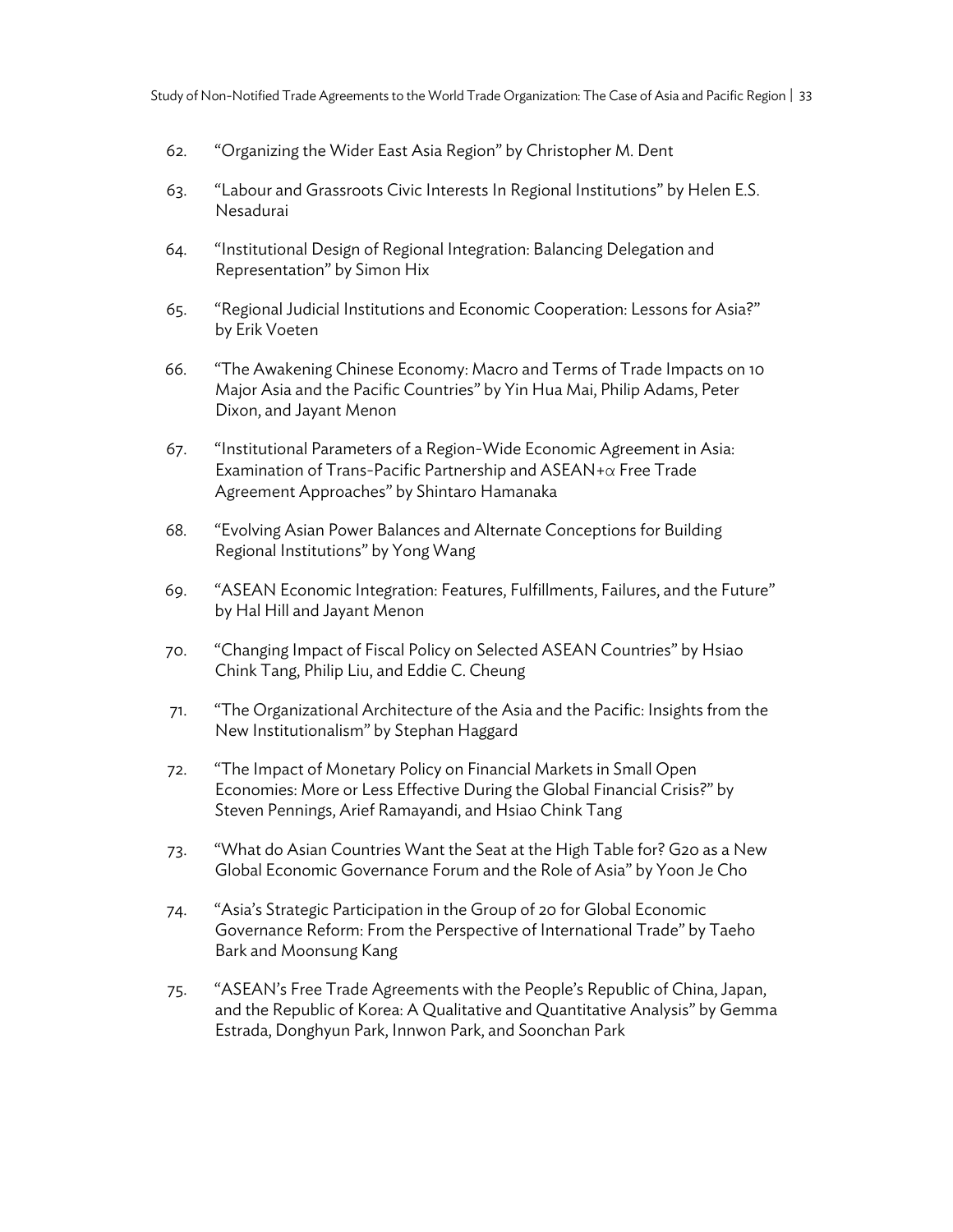62. “Organizing the Wider East Asia Region” by Christopher M. Dent

63. “Labour and Grassroots Civic Interests In Regional Institutions” by Helen E.S. Nesadurai

64. “Institutional Design of Regional Integration: Balancing Delegation and Representation” by Simon Hix

65. “Regional Judicial Institutions and Economic Cooperation: Lessons for Asia?” by Erik Voeten

66. “The Awakening Chinese Economy: Macro and Terms of Trade Impacts on 10 Major Asia and the Pacific Countries” by Yin Hua Mai, Philip Adams, Peter Dixon, and Jayant Menon

67. “Institutional Parameters of a Region-Wide Economic Agreement in Asia: Examination of Trans-Pacific Partnership and ASEAN+$\alpha$ Free Trade Agreement Approaches” by Shintaro Hamanaka

68. “Evolving Asian Power Balances and Alternate Conceptions for Building Regional Institutions” by Yong Wang

69. “ASEAN Economic Integration: Features, Fulfillments, Failures, and the Future” by Hal Hill and Jayant Menon

70. “Changing Impact of Fiscal Policy on Selected ASEAN Countries” by Hsiao Chink Tang, Philip Liu, and Eddie C. Cheung

71. “The Organizational Architecture of the Asia and the Pacific: Insights from the New Institutionalism” by Stephan Haggard

72. “The Impact of Monetary Policy on Financial Markets in Small Open Economies: More or Less Effective During the Global Financial Crisis?” by Steven Pennings, Arief Ramayandi, and Hsiao Chink Tang

73. “What do Asian Countries Want the Seat at the High Table for? G20 as a New Global Economic Governance Forum and the Role of Asia” by Yoon Je Cho

74. “Asia’s Strategic Participation in the Group of 20 for Global Economic Governance Reform: From the Perspective of International Trade” by Taeho Bark and Moonsung Kang

75. “ASEAN’s Free Trade Agreements with the People’s Republic of China, Japan, and the Republic of Korea: A Qualitative and Quantitative Analysis” by Gemma Estrada, Donghyun Park, Innwon Park, and Soonchan Park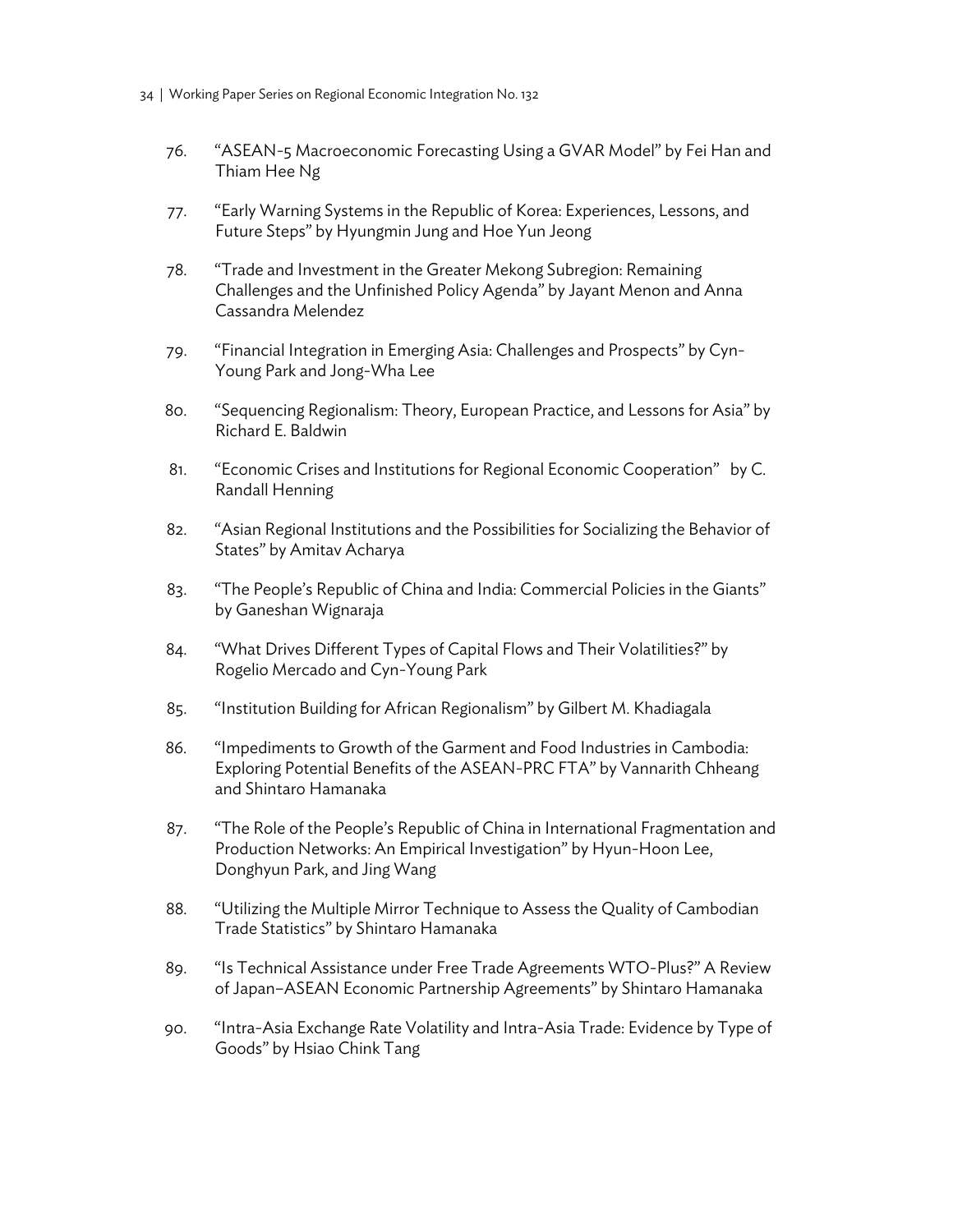76. "ASEAN-5 Macroeconomic Forecasting Using a GVAR Model" by Fei Han and Thiam Hee Ng

77. "Early Warning Systems in the Republic of Korea: Experiences, Lessons, and Future Steps" by Hyungmin Jung and Hoe Yun Jeong

78. "Trade and Investment in the Greater Mekong Subregion: Remaining Challenges and the Unfinished Policy Agenda" by Jayant Menon and Anna Cassandra Melendez

79. "Financial Integration in Emerging Asia: Challenges and Prospects" by Cyn-Young Park and Jong-Wha Lee

80. "Sequencing Regionalism: Theory, European Practice, and Lessons for Asia" by Richard E. Baldwin

81. "Economic Crises and Institutions for Regional Economic Cooperation" by C. Randall Henning

82. "Asian Regional Institutions and the Possibilities for Socializing the Behavior of States" by Amitav Acharya

83. "The People's Republic of China and India: Commercial Policies in the Giants" by Ganeshan Wignaraja

84. "What Drives Different Types of Capital Flows and Their Volatilities?" by Rogelio Mercado and Cyn-Young Park

85. "Institution Building for African Regionalism" by Gilbert M. Khadiagala

86. "Impediments to Growth of the Garment and Food Industries in Cambodia: Exploring Potential Benefits of the ASEAN-PRC FTA" by Vannarith Chheang and Shintaro Hamanaka

87. "The Role of the People's Republic of China in International Fragmentation and Production Networks: An Empirical Investigation" by Hyun-Hoon Lee, Donghyun Park, and Jing Wang

88. "Utilizing the Multiple Mirror Technique to Assess the Quality of Cambodian Trade Statistics" by Shintaro Hamanaka

89. "Is Technical Assistance under Free Trade Agreements WTO-Plus?" A Review of Japan–ASEAN Economic Partnership Agreements" by Shintaro Hamanaka

90. "Intra-Asia Exchange Rate Volatility and Intra-Asia Trade: Evidence by Type of Goods" by Hsiao Chink Tang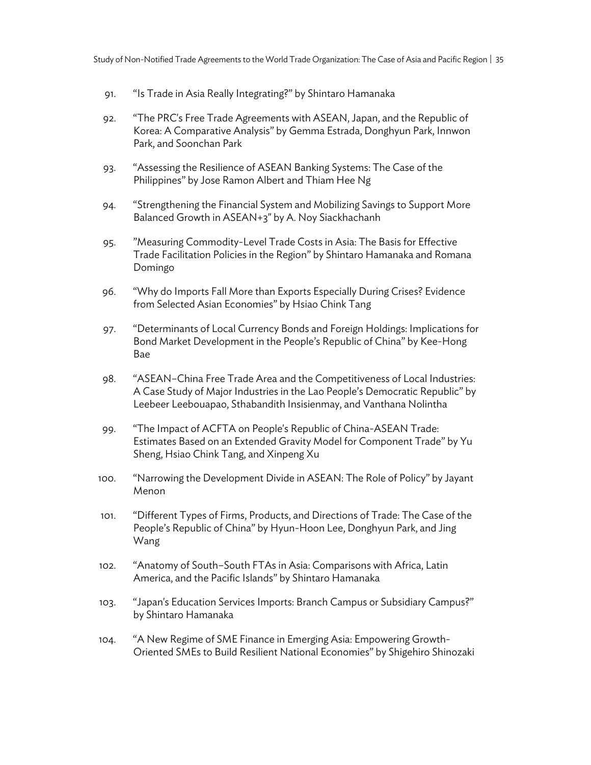91. "Is Trade in Asia Really Integrating?" by Shintaro Hamanaka

92. "The PRC's Free Trade Agreements with ASEAN, Japan, and the Republic of Korea: A Comparative Analysis" by Gemma Estrada, Donghyun Park, Innwon Park, and Soonchan Park

93. "Assessing the Resilience of ASEAN Banking Systems: The Case of the Philippines" by Jose Ramon Albert and Thiam Hee Ng

94. "Strengthening the Financial System and Mobilizing Savings to Support More Balanced Growth in ASEAN+3" by A. Noy Siackhachanh

95. "Measuring Commodity-Level Trade Costs in Asia: The Basis for Effective Trade Facilitation Policies in the Region" by Shintaro Hamanaka and Romana Domingo

96. "Why do Imports Fall More than Exports Especially During Crises? Evidence from Selected Asian Economies" by Hsiao Chink Tang

97. "Determinants of Local Currency Bonds and Foreign Holdings: Implications for Bond Market Development in the People's Republic of China" by Kee-Hong Bae

98. "ASEAN–China Free Trade Area and the Competitiveness of Local Industries: A Case Study of Major Industries in the Lao People's Democratic Republic" by Leebeer Leebouapao, Sthabandith Insisienmay, and Vanthana Nolintha

99. "The Impact of ACFTA on People's Republic of China-ASEAN Trade: Estimates Based on an Extended Gravity Model for Component Trade" by Yu Sheng, Hsiao Chink Tang, and Xinpeng Xu

100. "Narrowing the Development Divide in ASEAN: The Role of Policy" by Jayant Menon

101. "Different Types of Firms, Products, and Directions of Trade: The Case of the People's Republic of China" by Hyun-Hoon Lee, Donghyun Park, and Jing Wang

102. "Anatomy of South–South FTAs in Asia: Comparisons with Africa, Latin America, and the Pacific Islands" by Shintaro Hamanaka

103. "Japan's Education Services Imports: Branch Campus or Subsidiary Campus?" by Shintaro Hamanaka

104. "A New Regime of SME Finance in Emerging Asia: Empowering Growth-Oriented SMEs to Build Resilient National Economies" by Shigehiro Shinozaki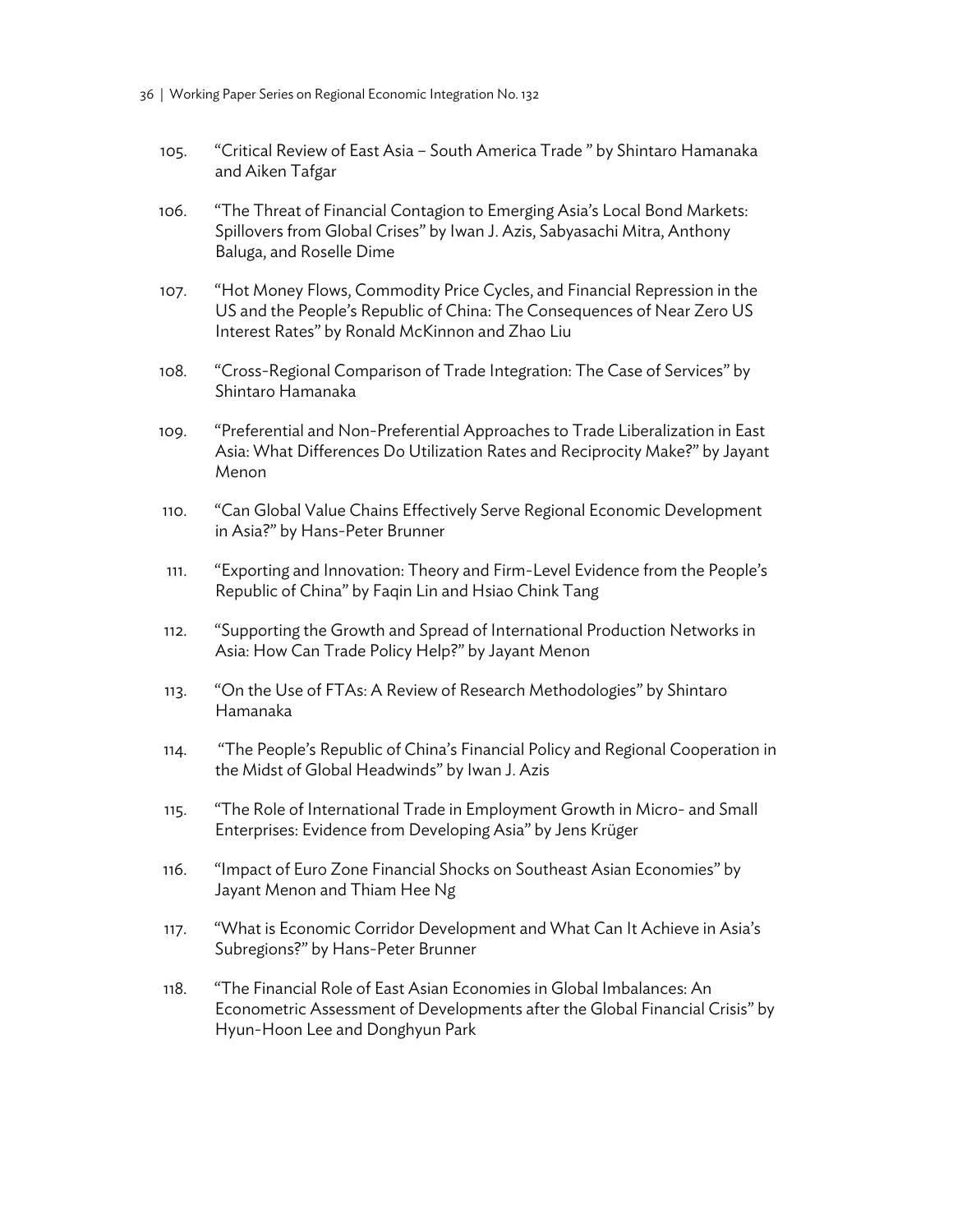105. "Critical Review of East Asia – South America Trade " by Shintaro Hamanaka and Aiken Tafgar

106. "The Threat of Financial Contagion to Emerging Asia's Local Bond Markets: Spillovers from Global Crises" by Iwan J. Azis, Sabyasachi Mitra, Anthony Baluga, and Roselle Dime

107. "Hot Money Flows, Commodity Price Cycles, and Financial Repression in the US and the People's Republic of China: The Consequences of Near Zero US Interest Rates" by Ronald McKinnon and Zhao Liu

108. "Cross-Regional Comparison of Trade Integration: The Case of Services" by Shintaro Hamanaka

109. "Preferential and Non-Preferential Approaches to Trade Liberalization in East Asia: What Differences Do Utilization Rates and Reciprocity Make?" by Jayant Menon

110. "Can Global Value Chains Effectively Serve Regional Economic Development in Asia?" by Hans-Peter Brunner

111. "Exporting and Innovation: Theory and Firm-Level Evidence from the People's Republic of China" by Faqin Lin and Hsiao Chink Tang

112. "Supporting the Growth and Spread of International Production Networks in Asia: How Can Trade Policy Help?" by Jayant Menon

113. "On the Use of FTAs: A Review of Research Methodologies" by Shintaro Hamanaka

114. "The People's Republic of China's Financial Policy and Regional Cooperation in the Midst of Global Headwinds" by Iwan J. Azis

115. "The Role of International Trade in Employment Growth in Micro- and Small Enterprises: Evidence from Developing Asia" by Jens Krüger

116. "Impact of Euro Zone Financial Shocks on Southeast Asian Economies" by Jayant Menon and Thiam Hee Ng

117. "What is Economic Corridor Development and What Can It Achieve in Asia's Subregions?" by Hans-Peter Brunner

118. "The Financial Role of East Asian Economies in Global Imbalances: An Econometric Assessment of Developments after the Global Financial Crisis" by Hyun-Hoon Lee and Donghyun Park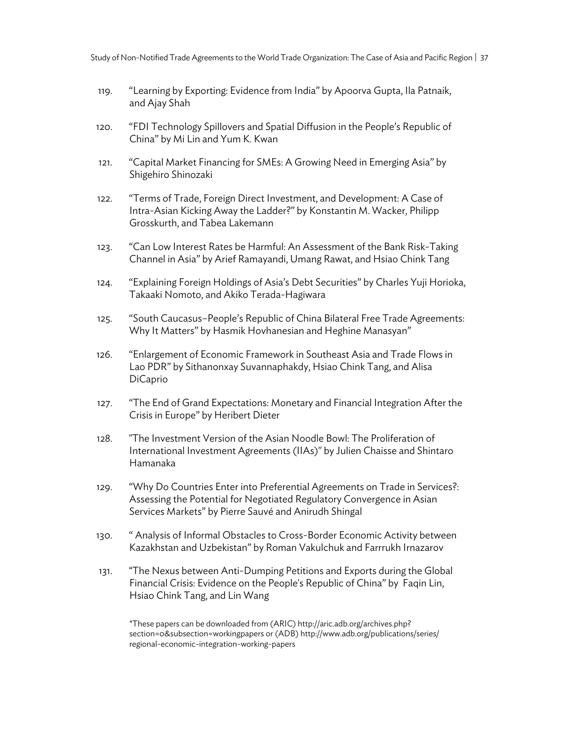119. “Learning by Exporting: Evidence from India” by Apoorva Gupta, Ila Patnaik, and Ajay Shah

120. “FDI Technology Spillovers and Spatial Diffusion in the People’s Republic of China” by Mi Lin and Yum K. Kwan

121. “Capital Market Financing for SMEs: A Growing Need in Emerging Asia” by Shigehiro Shinozaki

122. “Terms of Trade, Foreign Direct Investment, and Development: A Case of Intra-Asian Kicking Away the Ladder?” by Konstantin M. Wacker, Philipp Grosskurth, and Tabea Lakemann

123. “Can Low Interest Rates be Harmful: An Assessment of the Bank Risk-Taking Channel in Asia” by Arief Ramayandi, Umang Rawat, and Hsiao Chink Tang

124. “Explaining Foreign Holdings of Asia’s Debt Securities” by Charles Yuji Horioka, Takaaki Nomoto, and Akiko Terada-Hagiwara

125. “South Caucasus–People’s Republic of China Bilateral Free Trade Agreements: Why It Matters” by Hasmik Hovhanesian and Heghine Manasyan”

126. “Enlargement of Economic Framework in Southeast Asia and Trade Flows in Lao PDR” by Sithanonxay Suvannaphakdy, Hsiao Chink Tang, and Alisa DiCaprio

127. “The End of Grand Expectations: Monetary and Financial Integration After the Crisis in Europe” by Heribert Dieter

128. "The Investment Version of the Asian Noodle Bowl: The Proliferation of International Investment Agreements (IIAs)" by Julien Chaisse and Shintaro Hamanaka

129. “Why Do Countries Enter into Preferential Agreements on Trade in Services?: Assessing the Potential for Negotiated Regulatory Convergence in Asian Services Markets” by Pierre Sauvé and Anirudh Shingal

130. “ Analysis of Informal Obstacles to Cross-Border Economic Activity between Kazakhstan and Uzbekistan” by Roman Vakulchuk and Farrrukh Irnazarov

131. “The Nexus between Anti-Dumping Petitions and Exports during the Global Financial Crisis: Evidence on the People's Republic of China” by Faqin Lin, Hsiao Chink Tang, and Lin Wang

*These papers can be downloaded from (ARIC) http://aric.adb.org/archives.php?section=0&subsection=workingpapers or (ADB) http://www.adb.org/publications/series/regional-economic-integration-working-papers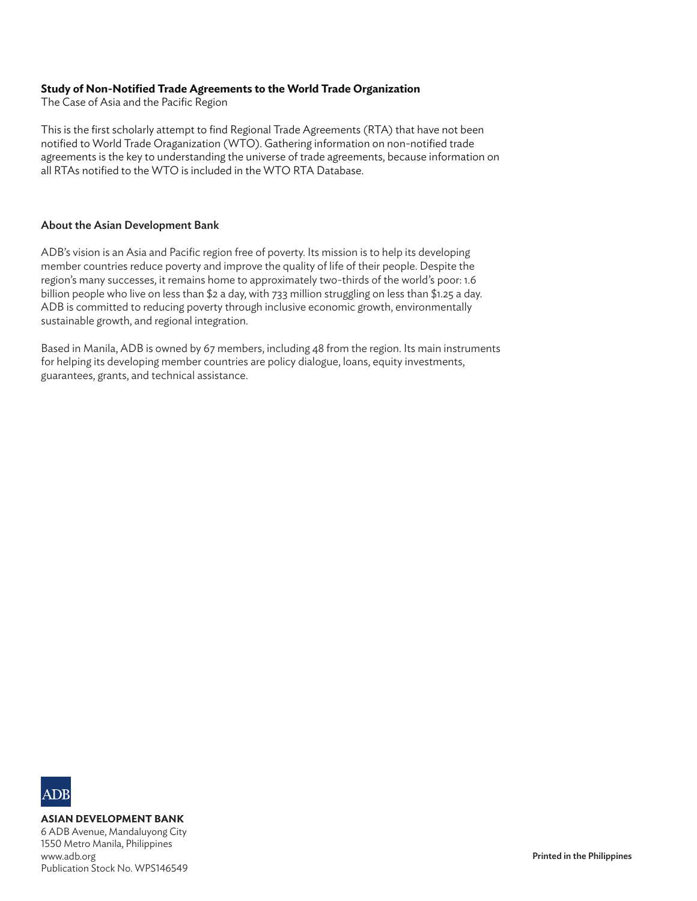**Study of Non-Notified Trade Agreements to the World Trade Organization**

The Case of Asia and the Pacific Region

This is the first scholarly attempt to find Regional Trade Agreements (RTA) that have not been notified to World Trade Oraganization (WTO). Gathering information on non-notified trade agreements is the key to understanding the universe of trade agreements, because information on all RTAs notified to the WTO is included in the WTO RTA Database.

## About the Asian Development Bank

ADB's vision is an Asia and Pacific region free of poverty. Its mission is to help its developing member countries reduce poverty and improve the quality of life of their people. Despite the region's many successes, it remains home to approximately two-thirds of the world's poor: 1.6 billion people who live on less than $2 a day, with 733 million struggling on less than $1.25 a day. ADB is committed to reducing poverty through inclusive economic growth, environmentally sustainable growth, and regional integration.

Based in Manila, ADB is owned by 67 members, including 48 from the region. Its main instruments for helping its developing member countries are policy dialogue, loans, equity investments, guarantees, grants, and technical assistance.

ADB

**ASIAN DEVELOPMENT BANK**
6 ADB Avenue, Mandaluyong City
1550 Metro Manila, Philippines
www.adb.org
Publication Stock No. WPS146549

**Printed in the Philippines**